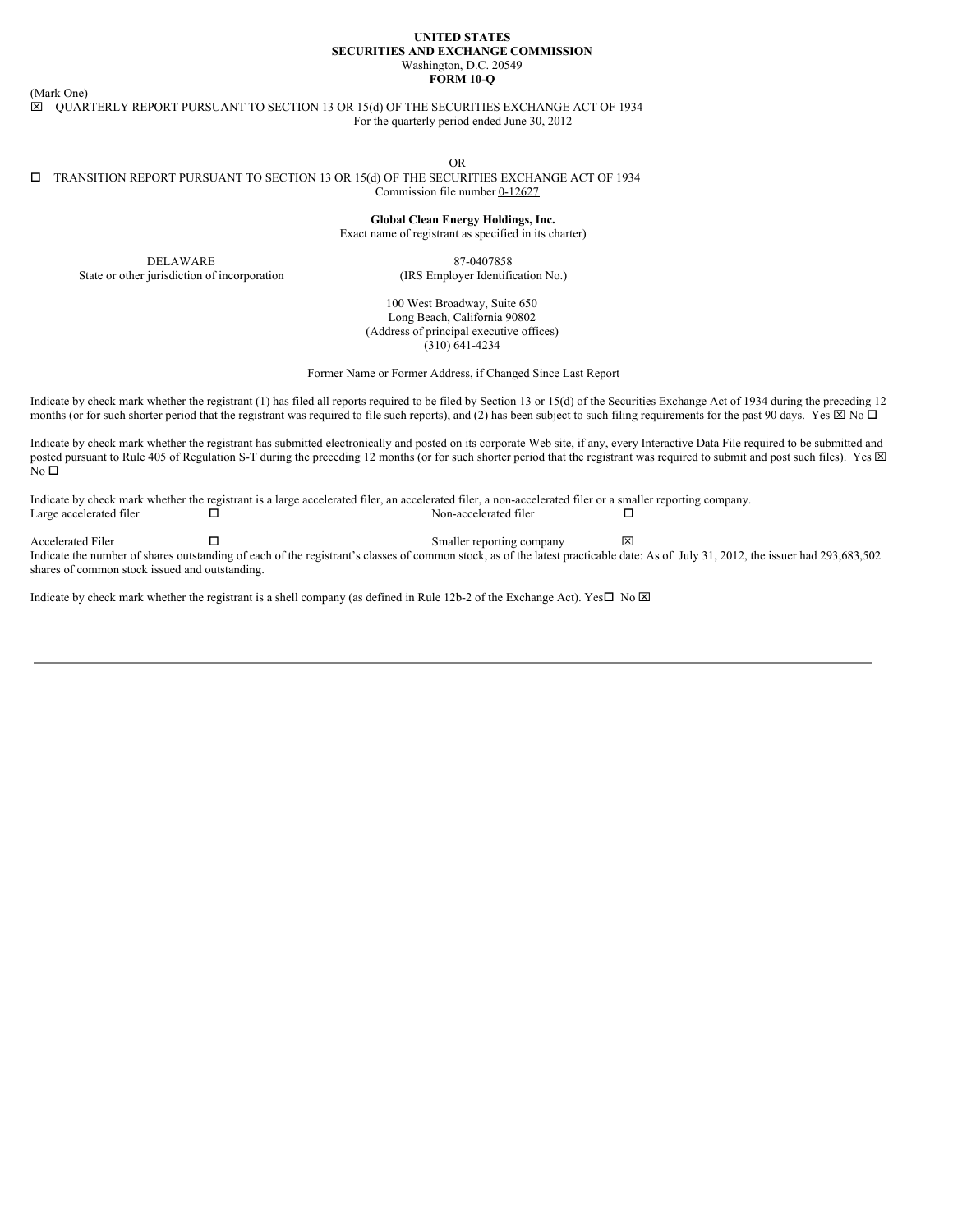**UNITED STATES**
**SECURITIES AND EXCHANGE COMMISSION**
Washington, D.C. 20549
**FORM 10-Q**

(Mark One)

☒ QUARTERLY REPORT PURSUANT TO SECTION 13 OR 15(d) OF THE SECURITIES EXCHANGE ACT OF 1934
For the quarterly period ended June 30, 2012

OR

☐ TRANSITION REPORT PURSUANT TO SECTION 13 OR 15(d) OF THE SECURITIES EXCHANGE ACT OF 1934
Commission file number 0-12627

**Global Clean Energy Holdings, Inc.**
Exact name of registrant as specified in its charter)

| DELAWARE | 87-0407858 |
|---|---|
| State or other jurisdiction of incorporation | (IRS Employer Identification No.) |

100 West Broadway, Suite 650
Long Beach, California 90802
(Address of principal executive offices)
(310) 641-4234

Former Name or Former Address, if Changed Since Last Report

Indicate by check mark whether the registrant (1) has filed all reports required to be filed by Section 13 or 15(d) of the Securities Exchange Act of 1934 during the preceding 12 months (or for such shorter period that the registrant was required to file such reports), and (2) has been subject to such filing requirements for the past 90 days. Yes ☒ No ☐

Indicate by check mark whether the registrant has submitted electronically and posted on its corporate Web site, if any, every Interactive Data File required to be submitted and posted pursuant to Rule 405 of Regulation S-T during the preceding 12 months (or for such shorter period that the registrant was required to submit and post such files). Yes ☒ No ☐

Indicate by check mark whether the registrant is a large accelerated filer, an accelerated filer, a non-accelerated filer or a smaller reporting company.

| Large accelerated filer | ☐ | Non-accelerated filer | ☐ |
|---|---|---|---|
| Accelerated Filer | ☐ | Smaller reporting company | ☒ |

Indicate the number of shares outstanding of each of the registrant's classes of common stock, as of the latest practicable date: As of July 31, 2012, the issuer had 293,683,502 shares of common stock issued and outstanding.

Indicate by check mark whether the registrant is a shell company (as defined in Rule 12b-2 of the Exchange Act). Yes☐ No ☒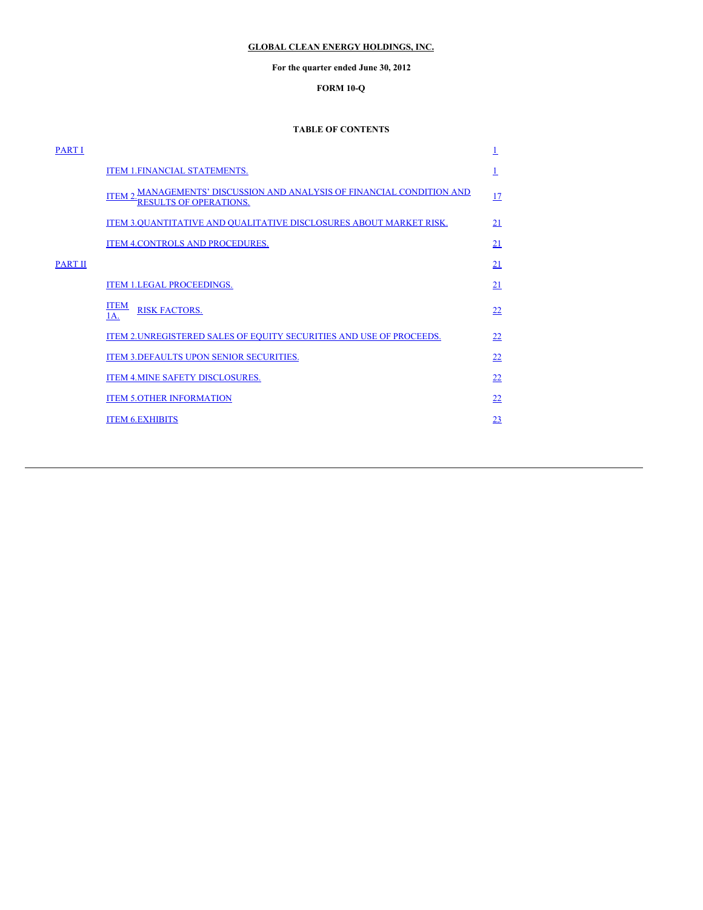**GLOBAL CLEAN ENERGY HOLDINGS, INC.**

**For the quarter ended June 30, 2012**

**FORM 10-Q**

**TABLE OF CONTENTS**

| | | |
|---|---|---|
| PART I | | 1 |
| | ITEM 1.FINANCIAL STATEMENTS. | 1 |
| | ITEM 2.MANAGEMENTS' DISCUSSION AND ANALYSIS OF FINANCIAL CONDITION AND RESULTS OF OPERATIONS. | 17 |
| | ITEM 3.QUANTITATIVE AND QUALITATIVE DISCLOSURES ABOUT MARKET RISK. | 21 |
| | ITEM 4.CONTROLS AND PROCEDURES. | 21 |
| PART II | | 21 |
| | ITEM 1.LEGAL PROCEEDINGS. | 21 |
| | ITEM 1A. RISK FACTORS. | 22 |
| | ITEM 2.UNREGISTERED SALES OF EQUITY SECURITIES AND USE OF PROCEEDS. | 22 |
| | ITEM 3.DEFAULTS UPON SENIOR SECURITIES. | 22 |
| | ITEM 4.MINE SAFETY DISCLOSURES. | 22 |
| | ITEM 5.OTHER INFORMATION | 22 |
| | ITEM 6.EXHIBITS | 23 |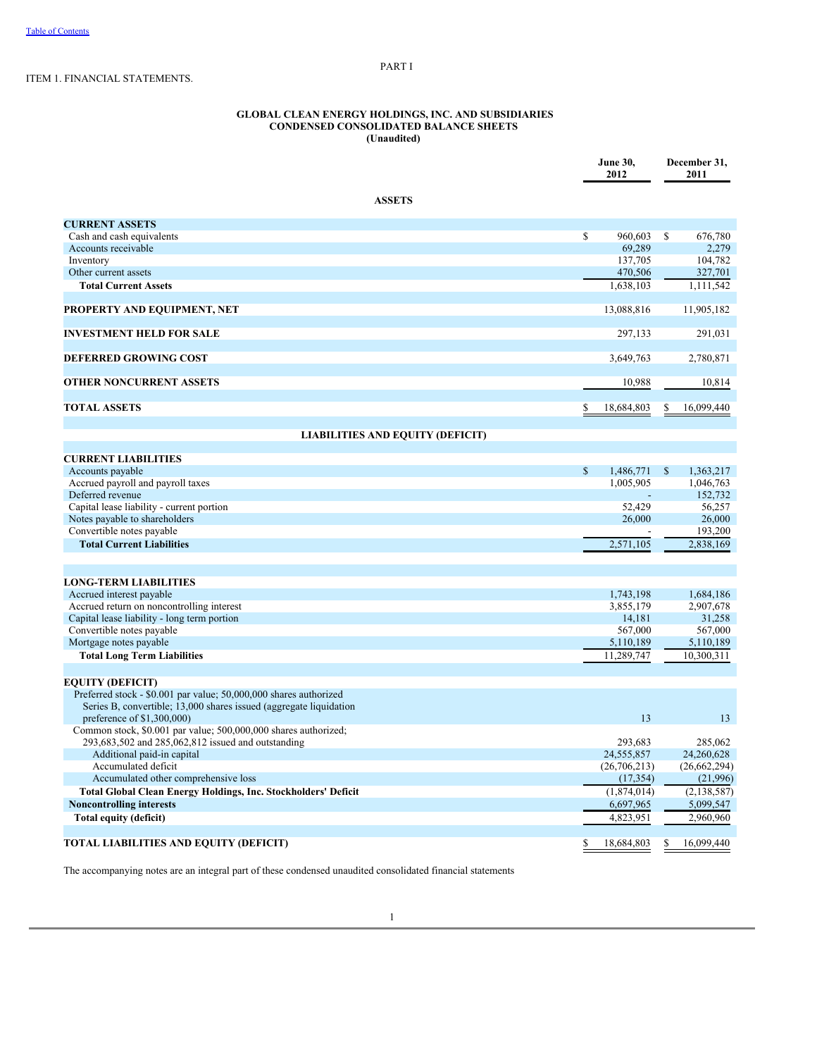PART I

ITEM 1. FINANCIAL STATEMENTS.

**GLOBAL CLEAN ENERGY HOLDINGS, INC. AND SUBSIDIARIES**
**CONDENSED CONSOLIDATED BALANCE SHEETS**
**(Unaudited)**

| | June 30, 2012 | December 31, 2011 |
|---|---|---|
| **ASSETS** | | |
| **CURRENT ASSETS** | | |
| Cash and cash equivalents | $ 960,603 | $ 676,780 |
| Accounts receivable | 69,289 | 2,279 |
| Inventory | 137,705 | 104,782 |
| Other current assets | 470,506 | 327,701 |
| **Total Current Assets** | 1,638,103 | 1,111,542 |
| **PROPERTY AND EQUIPMENT, NET** | 13,088,816 | 11,905,182 |
| **INVESTMENT HELD FOR SALE** | 297,133 | 291,031 |
| **DEFERRED GROWING COST** | 3,649,763 | 2,780,871 |
| **OTHER NONCURRENT ASSETS** | 10,988 | 10,814 |
| **TOTAL ASSETS** | $ 18,684,803 | $ 16,099,440 |
| **LIABILITIES AND EQUITY (DEFICIT)** | | |
| **CURRENT LIABILITIES** | | |
| Accounts payable | $ 1,486,771 | $ 1,363,217 |
| Accrued payroll and payroll taxes | 1,005,905 | 1,046,763 |
| Deferred revenue | - | 152,732 |
| Capital lease liability - current portion | 52,429 | 56,257 |
| Notes payable to shareholders | 26,000 | 26,000 |
| Convertible notes payable | - | 193,200 |
| **Total Current Liabilities** | 2,571,105 | 2,838,169 |
| **LONG-TERM LIABILITIES** | | |
| Accrued interest payable | 1,743,198 | 1,684,186 |
| Accrued return on noncontrolling interest | 3,855,179 | 2,907,678 |
| Capital lease liability - long term portion | 14,181 | 31,258 |
| Convertible notes payable | 567,000 | 567,000 |
| Mortgage notes payable | 5,110,189 | 5,110,189 |
| **Total Long Term Liabilities** | 11,289,747 | 10,300,311 |
| **EQUITY (DEFICIT)** | | |
| Preferred stock - $0.001 par value; 50,000,000 shares authorized Series B, convertible; 13,000 shares issued (aggregate liquidation preference of $1,300,000) | 13 | 13 |
| Common stock, $0.001 par value; 500,000,000 shares authorized; 293,683,502 and 285,062,812 issued and outstanding | 293,683 | 285,062 |
| Additional paid-in capital | 24,555,857 | 24,260,628 |
| Accumulated deficit | (26,706,213) | (26,662,294) |
| Accumulated other comprehensive loss | (17,354) | (21,996) |
| **Total Global Clean Energy Holdings, Inc. Stockholders' Deficit** | (1,874,014) | (2,138,587) |
| **Noncontrolling interests** | 6,697,965 | 5,099,547 |
| **Total equity (deficit)** | 4,823,951 | 2,960,960 |
| **TOTAL LIABILITIES AND EQUITY (DEFICIT)** | $ 18,684,803 | $ 16,099,440 |

The accompanying notes are an integral part of these condensed unaudited consolidated financial statements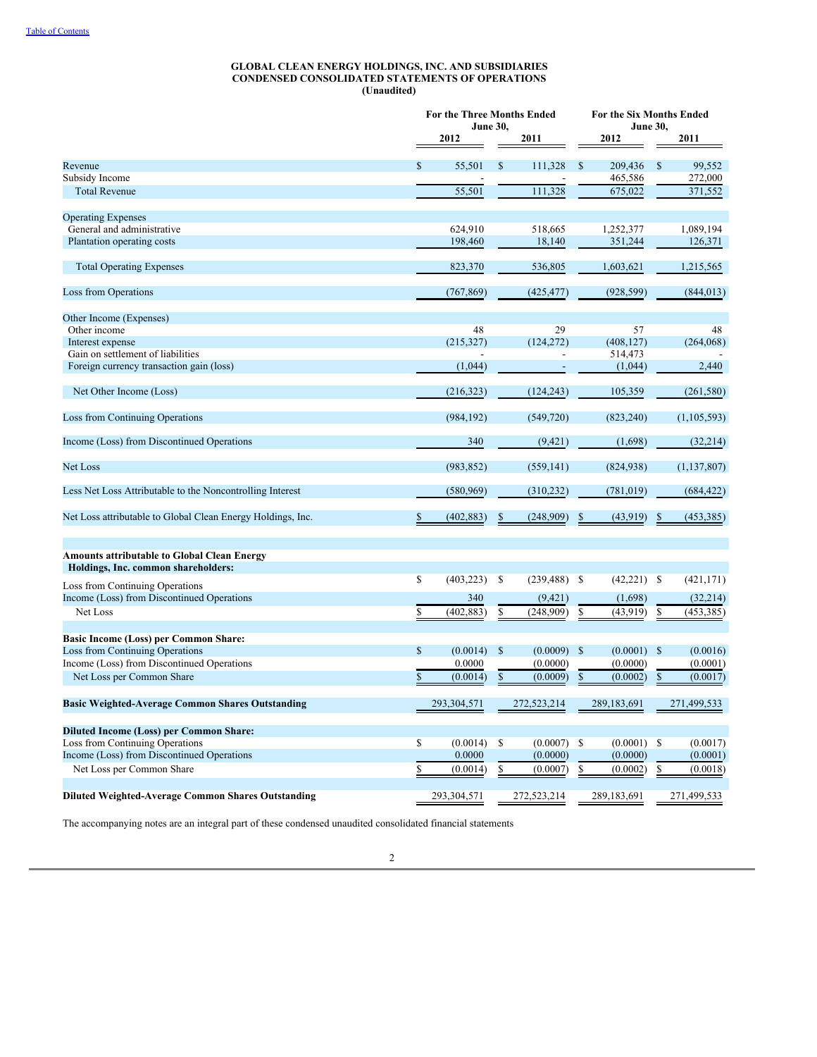[Table of Contents](#)

**GLOBAL CLEAN ENERGY HOLDINGS, INC. AND SUBSIDIARIES**
**CONDENSED CONSOLIDATED STATEMENTS OF OPERATIONS**
**(Unaudited)**

| | For the Three Months Ended June 30, | | For the Six Months Ended June 30, | |
|---|---|---|---|---|
| | 2012 | 2011 | 2012 | 2011 |
| Revenue | $ 55,501 | $ 111,328 | $ 209,436 | $ 99,552 |
| Subsidy Income | - | - | 465,586 | 272,000 |
| Total Revenue | 55,501 | 111,328 | 675,022 | 371,552 |
| Operating Expenses | | | | |
| General and administrative | 624,910 | 518,665 | 1,252,377 | 1,089,194 |
| Plantation operating costs | 198,460 | 18,140 | 351,244 | 126,371 |
| Total Operating Expenses | 823,370 | 536,805 | 1,603,621 | 1,215,565 |
| Loss from Operations | (767,869) | (425,477) | (928,599) | (844,013) |
| Other Income (Expenses) | | | | |
| Other income | 48 | 29 | 57 | 48 |
| Interest expense | (215,327) | (124,272) | (408,127) | (264,068) |
| Gain on settlement of liabilities | - | - | 514,473 | - |
| Foreign currency transaction gain (loss) | (1,044) | - | (1,044) | 2,440 |
| Net Other Income (Loss) | (216,323) | (124,243) | 105,359 | (261,580) |
| Loss from Continuing Operations | (984,192) | (549,720) | (823,240) | (1,105,593) |
| Income (Loss) from Discontinued Operations | 340 | (9,421) | (1,698) | (32,214) |
| Net Loss | (983,852) | (559,141) | (824,938) | (1,137,807) |
| Less Net Loss Attributable to the Noncontrolling Interest | (580,969) | (310,232) | (781,019) | (684,422) |
| Net Loss attributable to Global Clean Energy Holdings, Inc. | $ (402,883) | $ (248,909) | $ (43,919) | $ (453,385) |
| **Amounts attributable to Global Clean Energy Holdings, Inc. common shareholders:** | | | | |
| Loss from Continuing Operations | $ (403,223) | $ (239,488) | $ (42,221) | $ (421,171) |
| Income (Loss) from Discontinued Operations | 340 | (9,421) | (1,698) | (32,214) |
| Net Loss | $ (402,883) | $ (248,909) | $ (43,919) | $ (453,385) |
| **Basic Income (Loss) per Common Share:** | | | | |
| Loss from Continuing Operations | $ (0.0014) | $ (0.0009) | $ (0.0001) | $ (0.0016) |
| Income (Loss) from Discontinued Operations | 0.0000 | (0.0000) | (0.0000) | (0.0001) |
| Net Loss per Common Share | $ (0.0014) | $ (0.0009) | $ (0.0002) | $ (0.0017) |
| **Basic Weighted-Average Common Shares Outstanding** | 293,304,571 | 272,523,214 | 289,183,691 | 271,499,533 |
| **Diluted Income (Loss) per Common Share:** | | | | |
| Loss from Continuing Operations | $ (0.0014) | $ (0.0007) | $ (0.0001) | $ (0.0017) |
| Income (Loss) from Discontinued Operations | 0.0000 | (0.0000) | (0.0000) | (0.0001) |
| Net Loss per Common Share | $ (0.0014) | $ (0.0007) | $ (0.0002) | $ (0.0018) |
| **Diluted Weighted-Average Common Shares Outstanding** | 293,304,571 | 272,523,214 | 289,183,691 | 271,499,533 |

The accompanying notes are an integral part of these condensed unaudited consolidated financial statements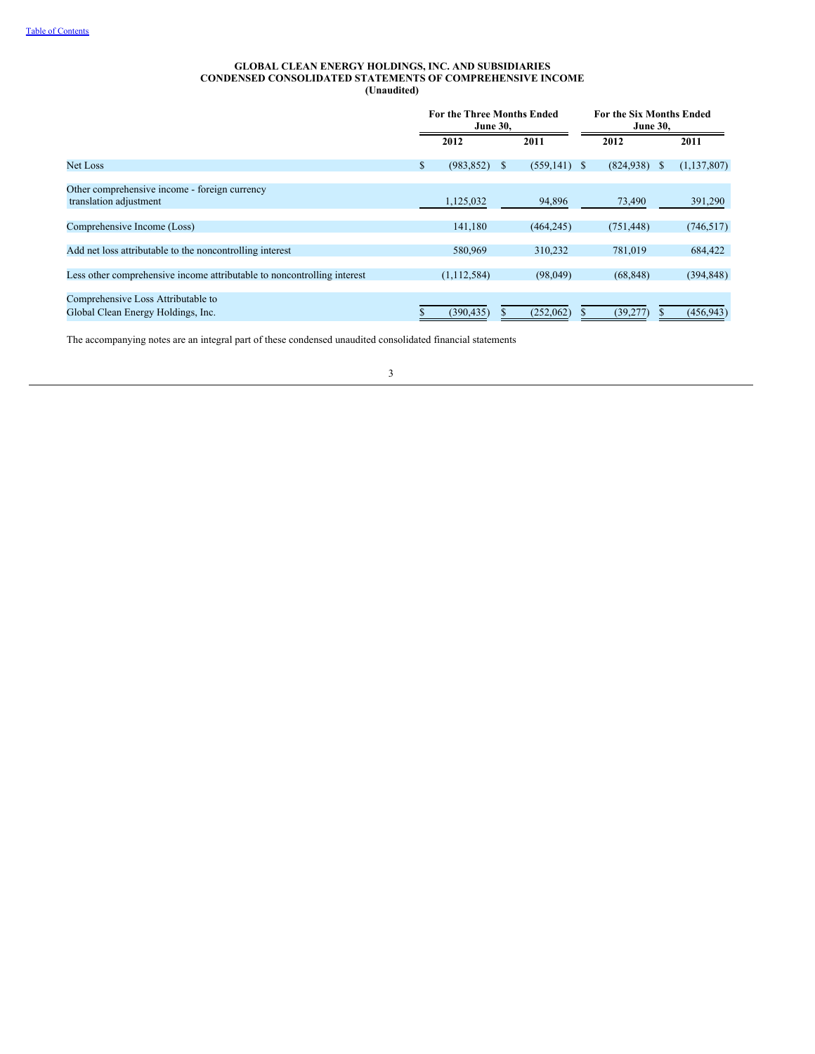GLOBAL CLEAN ENERGY HOLDINGS, INC. AND SUBSIDIARIES
CONDENSED CONSOLIDATED STATEMENTS OF COMPREHENSIVE INCOME
(Unaudited)

| | For the Three Months Ended June 30, | | For the Six Months Ended June 30, | |
|---|---|---|---|---|
| | 2012 | 2011 | 2012 | 2011 |
| Net Loss | $ (983,852) | $ (559,141) | $ (824,938) | $ (1,137,807) |
| Other comprehensive income - foreign currency translation adjustment | 1,125,032 | 94,896 | 73,490 | 391,290 |
| Comprehensive Income (Loss) | 141,180 | (464,245) | (751,448) | (746,517) |
| Add net loss attributable to the noncontrolling interest | 580,969 | 310,232 | 781,019 | 684,422 |
| Less other comprehensive income attributable to noncontrolling interest | (1,112,584) | (98,049) | (68,848) | (394,848) |
| Comprehensive Loss Attributable to Global Clean Energy Holdings, Inc. | $ (390,435) | $ (252,062) | $ (39,277) | $ (456,943) |

The accompanying notes are an integral part of these condensed unaudited consolidated financial statements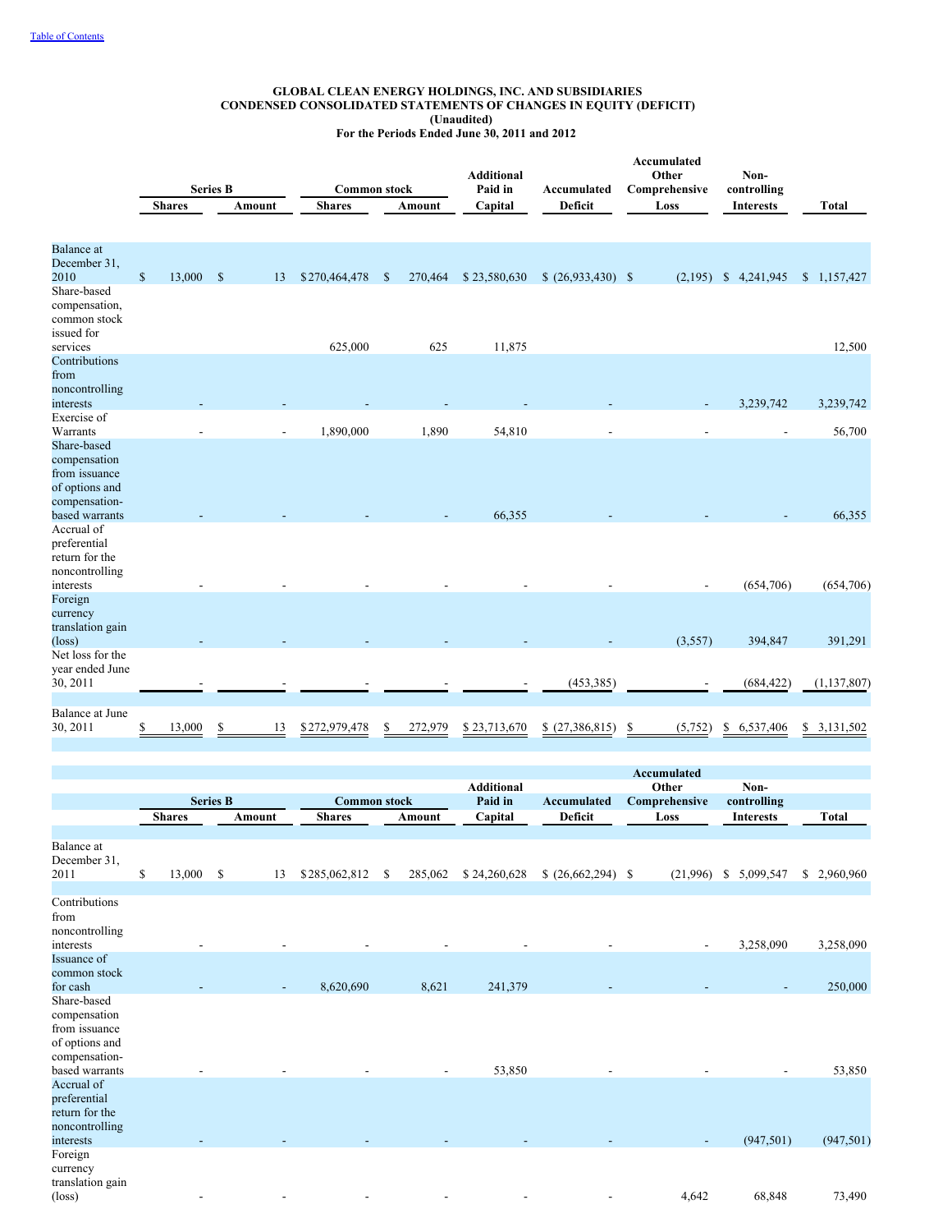[Table of Contents](#)

**GLOBAL CLEAN ENERGY HOLDINGS, INC. AND SUBSIDIARIES**
**CONDENSED CONSOLIDATED STATEMENTS OF CHANGES IN EQUITY (DEFICIT)**
**(Unaudited)**
**For the Periods Ended June 30, 2011 and 2012**

| | Series B | | Common stock | | Additional Paid in Capital | Accumulated Deficit | Accumulated Other Comprehensive Loss | Non-controlling Interests | Total |
|---|---|---|---|---|---|---|---|---|---|
| | Shares | Amount | Shares | Amount | | | | | |
| Balance at December 31, 2010 | $ 13,000 | $ 13 | $ 270,464,478 | $ 270,464 | $ 23,580,630 | $ (26,933,430) | $ (2,195) | $ 4,241,945 | $ 1,157,427 |
| Share-based compensation, common stock issued for services | | | 625,000 | 625 | 11,875 | | | | 12,500 |
| Contributions from noncontrolling interests | - | - | - | - | - | - | - | 3,239,742 | 3,239,742 |
| Exercise of Warrants | - | - | 1,890,000 | 1,890 | 54,810 | - | - | - | 56,700 |
| Share-based compensation from issuance of options and compensation-based warrants | - | - | - | - | 66,355 | - | - | - | 66,355 |
| Accrual of preferential return for the noncontrolling interests | - | - | - | - | - | - | - | (654,706) | (654,706) |
| Foreign currency translation gain (loss) | - | - | - | - | - | - | (3,557) | 394,847 | 391,291 |
| Net loss for the year ended June 30, 2011 | - | - | - | - | - | (453,385) | - | (684,422) | (1,137,807) |
| Balance at June 30, 2011 | $ 13,000 | $ 13 | $ 272,979,478 | $ 272,979 | $ 23,713,670 | $ (27,386,815) | $ (5,752) | $ 6,537,406 | $ 3,131,502 |

| | Series B | | Common stock | | Additional Paid in Capital | Accumulated Deficit | Accumulated Other Comprehensive Loss | Non-controlling Interests | Total |
|---|---|---|---|---|---|---|---|---|---|
| | Shares | Amount | Shares | Amount | | | | | |
| Balance at December 31, 2011 | $ 13,000 | $ 13 | $ 285,062,812 | $ 285,062 | $ 24,260,628 | $ (26,662,294) | $ (21,996) | $ 5,099,547 | $ 2,960,960 |
| Contributions from noncontrolling interests | - | - | - | - | - | - | - | 3,258,090 | 3,258,090 |
| Issuance of common stock for cash | - | - | 8,620,690 | 8,621 | 241,379 | - | - | - | 250,000 |
| Share-based compensation from issuance of options and compensation-based warrants | - | - | - | - | 53,850 | - | - | - | 53,850 |
| Accrual of preferential return for the noncontrolling interests | - | - | - | - | - | - | - | (947,501) | (947,501) |
| Foreign currency translation gain (loss) | - | - | - | - | - | - | 4,642 | 68,848 | 73,490 |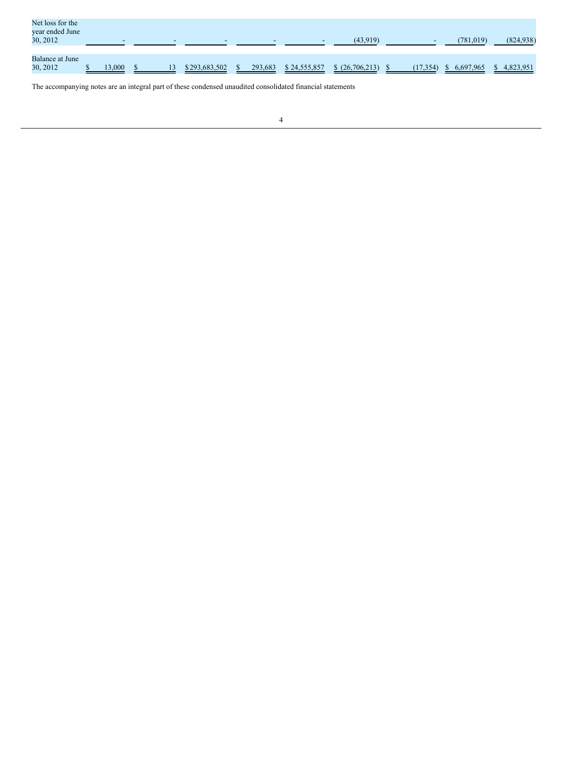| | | | | | | | | | |
|---|---|---|---|---|---|---|---|---|---|
| Net loss for the year ended June 30, 2012 | - | - | - | - | - | (43,919) | - | (781,019) | (824,938) |
| Balance at June 30, 2012 | $ 13,000 | $ 13 | $ 293,683,502 | $ 293,683 | $ 24,555,857 | $ (26,706,213) | $ (17,354) | $ 6,697,965 | $ 4,823,951 |

The accompanying notes are an integral part of these condensed unaudited consolidated financial statements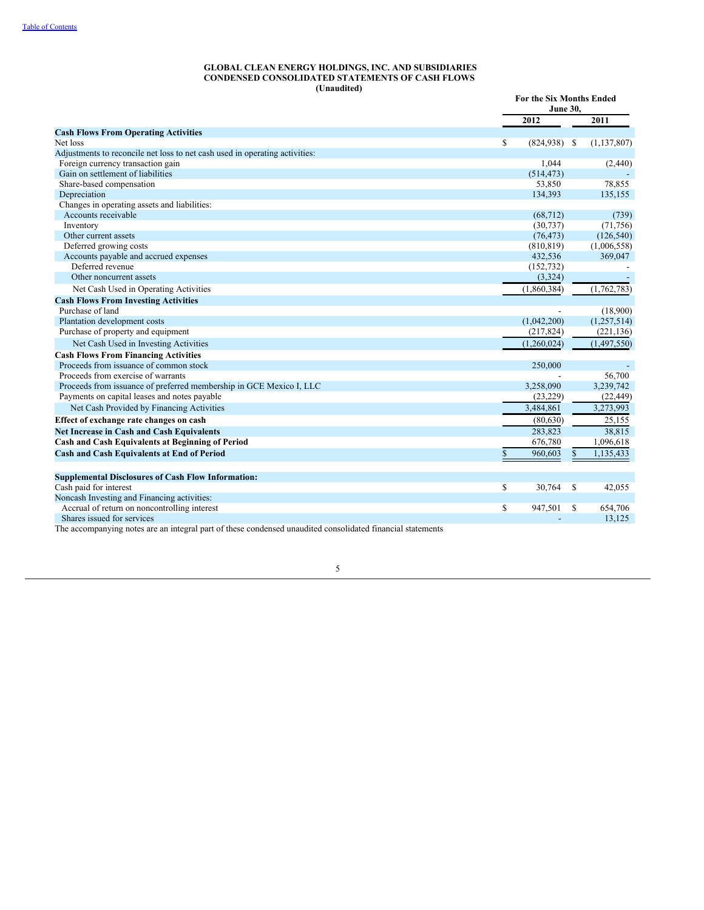# GLOBAL CLEAN ENERGY HOLDINGS, INC. AND SUBSIDIARIES
## CONDENSED CONSOLIDATED STATEMENTS OF CASH FLOWS
### (Unaudited)

| | For the Six Months Ended June 30, | |
|---|---|---|
| | 2012 | 2011 |
| **Cash Flows From Operating Activities** | | |
| Net loss | $ (824,938) | $ (1,137,807) |
| Adjustments to reconcile net loss to net cash used in operating activities: | | |
| Foreign currency transaction gain | 1,044 | (2,440) |
| Gain on settlement of liabilities | (514,473) | - |
| Share-based compensation | 53,850 | 78,855 |
| Depreciation | 134,393 | 135,155 |
| Changes in operating assets and liabilities: | | |
| Accounts receivable | (68,712) | (739) |
| Inventory | (30,737) | (71,756) |
| Other current assets | (76,473) | (126,540) |
| Deferred growing costs | (810,819) | (1,006,558) |
| Accounts payable and accrued expenses | 432,536 | 369,047 |
| Deferred revenue | (152,732) | - |
| Other noncurrent assets | (3,324) | - |
| Net Cash Used in Operating Activities | (1,860,384) | (1,762,783) |
| **Cash Flows From Investing Activities** | | |
| Purchase of land | - | (18,900) |
| Plantation development costs | (1,042,200) | (1,257,514) |
| Purchase of property and equipment | (217,824) | (221,136) |
| Net Cash Used in Investing Activities | (1,260,024) | (1,497,550) |
| **Cash Flows From Financing Activities** | | |
| Proceeds from issuance of common stock | 250,000 | - |
| Proceeds from exercise of warrants | - | 56,700 |
| Proceeds from issuance of preferred membership in GCE Mexico I, LLC | 3,258,090 | 3,239,742 |
| Payments on capital leases and notes payable | (23,229) | (22,449) |
| Net Cash Provided by Financing Activities | 3,484,861 | 3,273,993 |
| **Effect of exchange rate changes on cash** | (80,630) | 25,155 |
| **Net Increase in Cash and Cash Equivalents** | 283,823 | 38,815 |
| **Cash and Cash Equivalents at Beginning of Period** | 676,780 | 1,096,618 |
| **Cash and Cash Equivalents at End of Period** | $ 960,603 | $ 1,135,433 |
| | | |
| **Supplemental Disclosures of Cash Flow Information:** | | |
| Cash paid for interest | $ 30,764 | $ 42,055 |
| Noncash Investing and Financing activities: | | |
| Accrual of return on noncontrolling interest | $ 947,501 | $ 654,706 |
| Shares issued for services | - | 13,125 |

The accompanying notes are an integral part of these condensed unaudited consolidated financial statements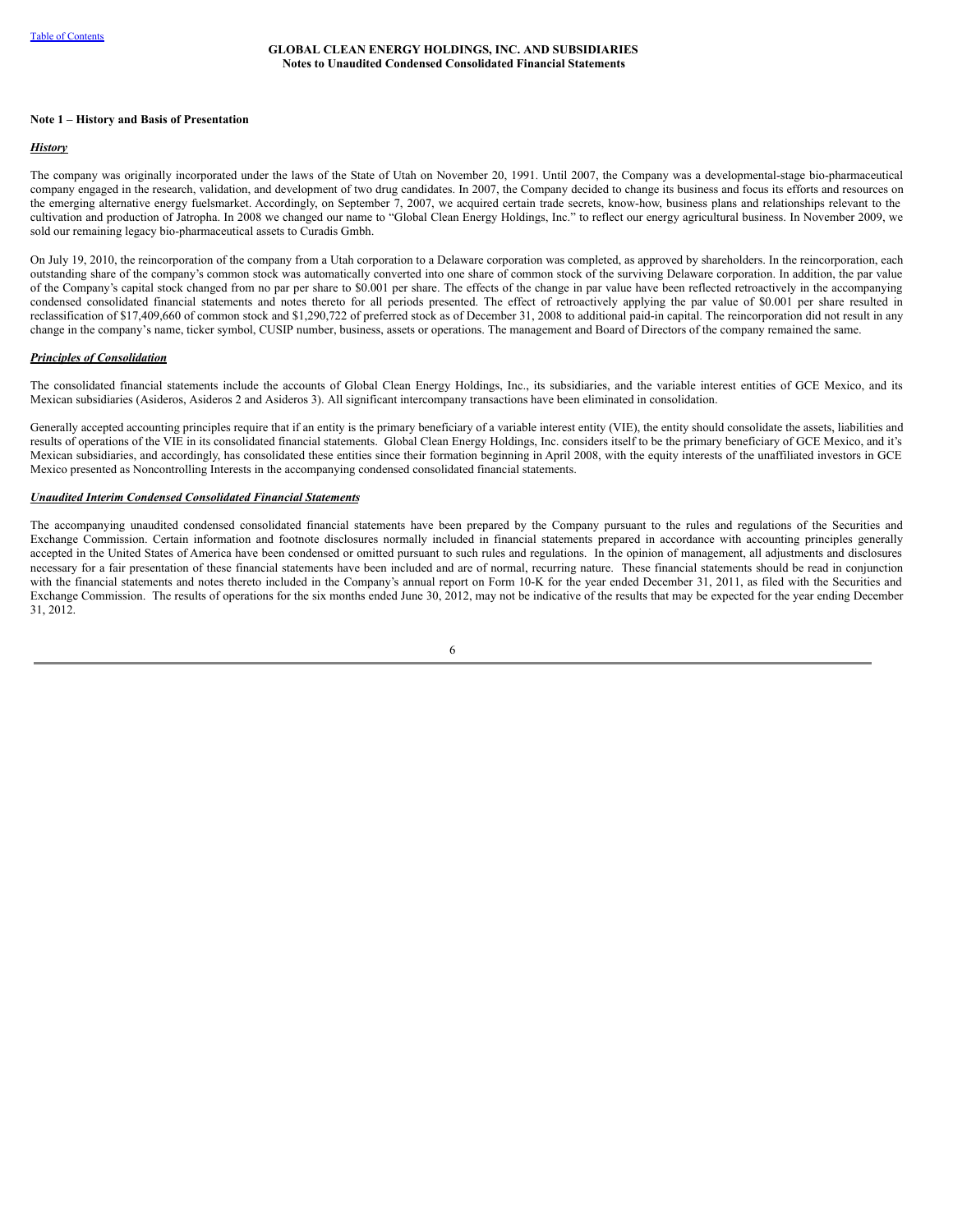**GLOBAL CLEAN ENERGY HOLDINGS, INC. AND SUBSIDIARIES**
**Notes to Unaudited Condensed Consolidated Financial Statements**

**Note 1 – History and Basis of Presentation**

***History***

The company was originally incorporated under the laws of the State of Utah on November 20, 1991. Until 2007, the Company was a developmental-stage bio-pharmaceutical company engaged in the research, validation, and development of two drug candidates. In 2007, the Company decided to change its business and focus its efforts and resources on the emerging alternative energy fuelsmarket. Accordingly, on September 7, 2007, we acquired certain trade secrets, know-how, business plans and relationships relevant to the cultivation and production of Jatropha. In 2008 we changed our name to "Global Clean Energy Holdings, Inc." to reflect our energy agricultural business. In November 2009, we sold our remaining legacy bio-pharmaceutical assets to Curadis Gmbh.

On July 19, 2010, the reincorporation of the company from a Utah corporation to a Delaware corporation was completed, as approved by shareholders. In the reincorporation, each outstanding share of the company's common stock was automatically converted into one share of common stock of the surviving Delaware corporation. In addition, the par value of the Company's capital stock changed from no par per share to $0.001 per share. The effects of the change in par value have been reflected retroactively in the accompanying condensed consolidated financial statements and notes thereto for all periods presented. The effect of retroactively applying the par value of $0.001 per share resulted in reclassification of $17,409,660 of common stock and $1,290,722 of preferred stock as of December 31, 2008 to additional paid-in capital. The reincorporation did not result in any change in the company's name, ticker symbol, CUSIP number, business, assets or operations. The management and Board of Directors of the company remained the same.

***Principles of Consolidation***

The consolidated financial statements include the accounts of Global Clean Energy Holdings, Inc., its subsidiaries, and the variable interest entities of GCE Mexico, and its Mexican subsidiaries (Asideros, Asideros 2 and Asideros 3). All significant intercompany transactions have been eliminated in consolidation.

Generally accepted accounting principles require that if an entity is the primary beneficiary of a variable interest entity (VIE), the entity should consolidate the assets, liabilities and results of operations of the VIE in its consolidated financial statements. Global Clean Energy Holdings, Inc. considers itself to be the primary beneficiary of GCE Mexico, and it's Mexican subsidiaries, and accordingly, has consolidated these entities since their formation beginning in April 2008, with the equity interests of the unaffiliated investors in GCE Mexico presented as Noncontrolling Interests in the accompanying condensed consolidated financial statements.

***Unaudited Interim Condensed Consolidated Financial Statements***

The accompanying unaudited condensed consolidated financial statements have been prepared by the Company pursuant to the rules and regulations of the Securities and Exchange Commission. Certain information and footnote disclosures normally included in financial statements prepared in accordance with accounting principles generally accepted in the United States of America have been condensed or omitted pursuant to such rules and regulations. In the opinion of management, all adjustments and disclosures necessary for a fair presentation of these financial statements have been included and are of normal, recurring nature. These financial statements should be read in conjunction with the financial statements and notes thereto included in the Company's annual report on Form 10-K for the year ended December 31, 2011, as filed with the Securities and Exchange Commission. The results of operations for the six months ended June 30, 2012, may not be indicative of the results that may be expected for the year ending December 31, 2012.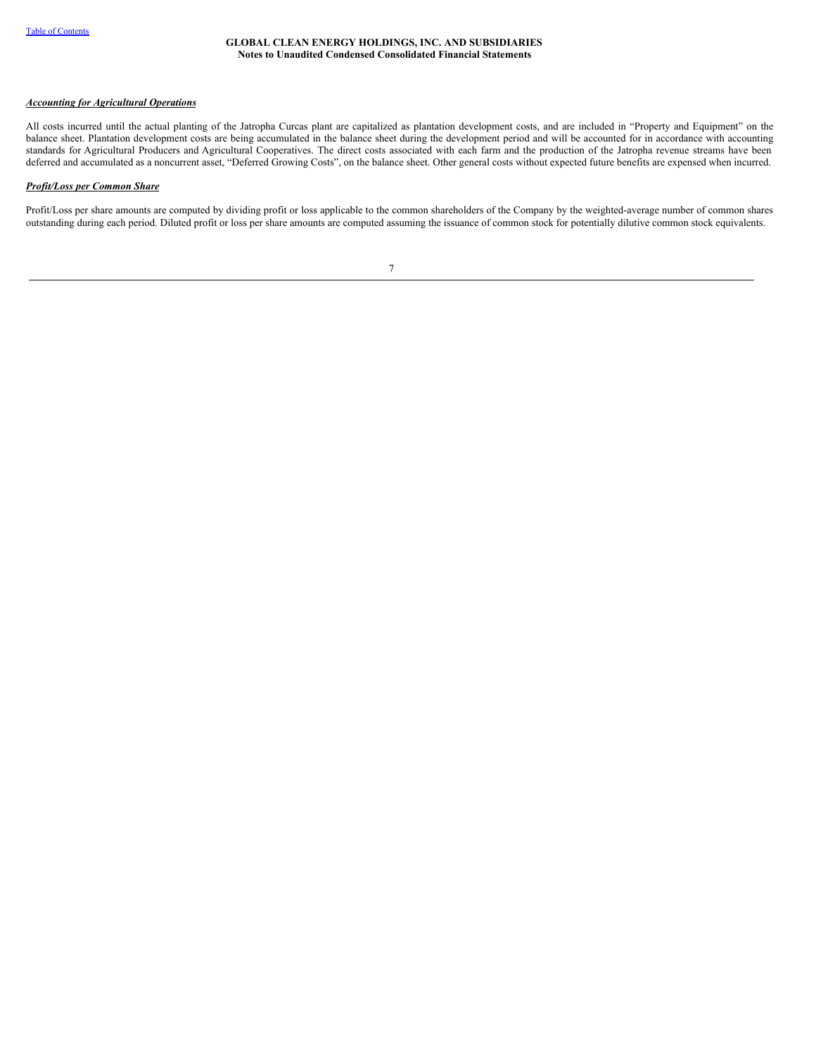***Accounting for Agricultural Operations***

All costs incurred until the actual planting of the Jatropha Curcas plant are capitalized as plantation development costs, and are included in "Property and Equipment" on the balance sheet. Plantation development costs are being accumulated in the balance sheet during the development period and will be accounted for in accordance with accounting standards for Agricultural Producers and Agricultural Cooperatives. The direct costs associated with each farm and the production of the Jatropha revenue streams have been deferred and accumulated as a noncurrent asset, "Deferred Growing Costs", on the balance sheet. Other general costs without expected future benefits are expensed when incurred.

***Profit/Loss per Common Share***

Profit/Loss per share amounts are computed by dividing profit or loss applicable to the common shareholders of the Company by the weighted-average number of common shares outstanding during each period. Diluted profit or loss per share amounts are computed assuming the issuance of common stock for potentially dilutive common stock equivalents.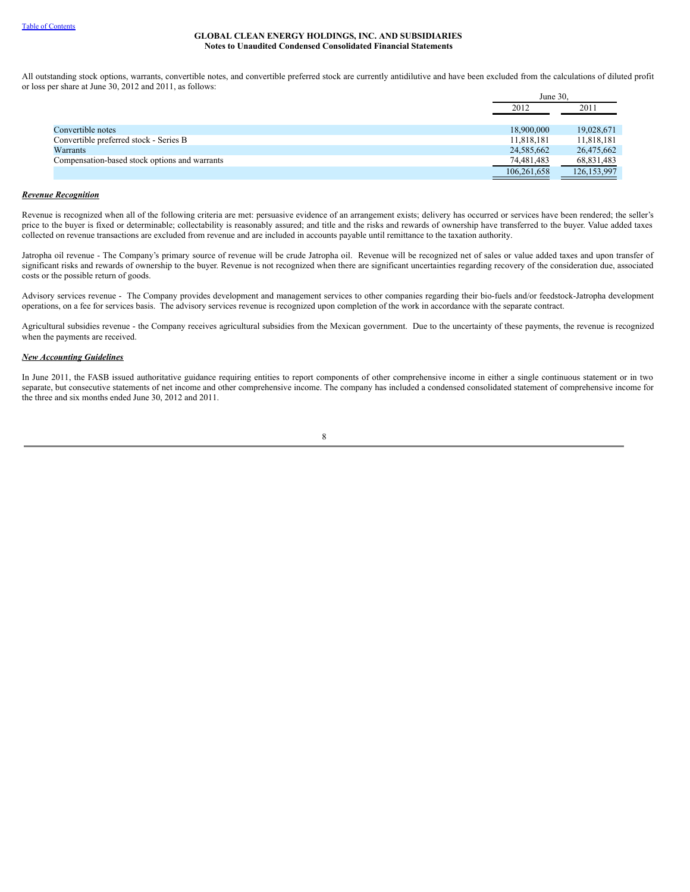All outstanding stock options, warrants, convertible notes, and convertible preferred stock are currently antidilutive and have been excluded from the calculations of diluted profit or loss per share at June 30, 2012 and 2011, as follows:

| | June 30, | |
|---|---|---|
| | 2012 | 2011 |
| Convertible notes | 18,900,000 | 19,028,671 |
| Convertible preferred stock - Series B | 11,818,181 | 11,818,181 |
| Warrants | 24,585,662 | 26,475,662 |
| Compensation-based stock options and warrants | 74,481,483 | 68,831,483 |
| | 106,261,658 | 126,153,997 |

***Revenue Recognition***

Revenue is recognized when all of the following criteria are met: persuasive evidence of an arrangement exists; delivery has occurred or services have been rendered; the seller's price to the buyer is fixed or determinable; collectability is reasonably assured; and title and the risks and rewards of ownership have transferred to the buyer. Value added taxes collected on revenue transactions are excluded from revenue and are included in accounts payable until remittance to the taxation authority.

Jatropha oil revenue - The Company's primary source of revenue will be crude Jatropha oil. Revenue will be recognized net of sales or value added taxes and upon transfer of significant risks and rewards of ownership to the buyer. Revenue is not recognized when there are significant uncertainties regarding recovery of the consideration due, associated costs or the possible return of goods.

Advisory services revenue - The Company provides development and management services to other companies regarding their bio-fuels and/or feedstock-Jatropha development operations, on a fee for services basis. The advisory services revenue is recognized upon completion of the work in accordance with the separate contract.

Agricultural subsidies revenue - the Company receives agricultural subsidies from the Mexican government. Due to the uncertainty of these payments, the revenue is recognized when the payments are received.

***New Accounting Guidelines***

In June 2011, the FASB issued authoritative guidance requiring entities to report components of other comprehensive income in either a single continuous statement or in two separate, but consecutive statements of net income and other comprehensive income. The company has included a condensed consolidated statement of comprehensive income for the three and six months ended June 30, 2012 and 2011.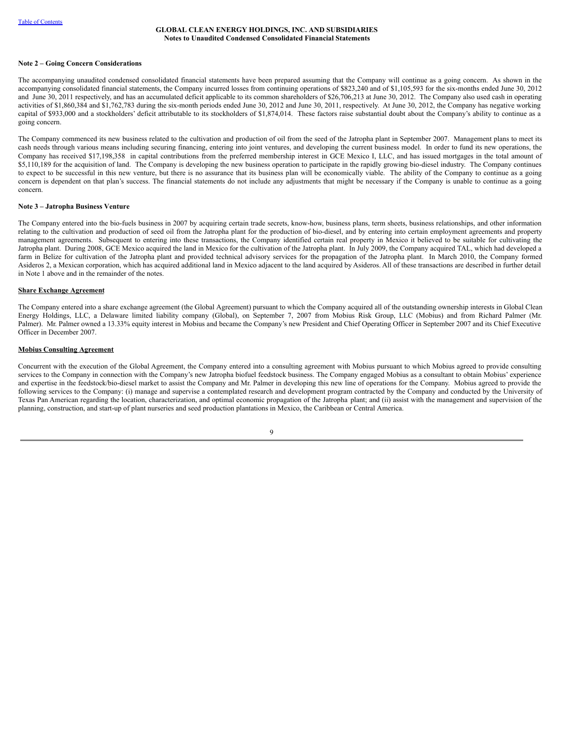**Note 2 – Going Concern Considerations**

The accompanying unaudited condensed consolidated financial statements have been prepared assuming that the Company will continue as a going concern. As shown in the accompanying consolidated financial statements, the Company incurred losses from continuing operations of $823,240 and of $1,105,593 for the six-months ended June 30, 2012 and June 30, 2011 respectively, and has an accumulated deficit applicable to its common shareholders of $26,706,213 at June 30, 2012. The Company also used cash in operating activities of $1,860,384 and $1,762,783 during the six-month periods ended June 30, 2012 and June 30, 2011, respectively. At June 30, 2012, the Company has negative working capital of $933,000 and a stockholders' deficit attributable to its stockholders of $1,874,014. These factors raise substantial doubt about the Company's ability to continue as a going concern.

The Company commenced its new business related to the cultivation and production of oil from the seed of the Jatropha plant in September 2007. Management plans to meet its cash needs through various means including securing financing, entering into joint ventures, and developing the current business model. In order to fund its new operations, the Company has received $17,198,358 in capital contributions from the preferred membership interest in GCE Mexico I, LLC, and has issued mortgages in the total amount of $5,110,189 for the acquisition of land. The Company is developing the new business operation to participate in the rapidly growing bio-diesel industry. The Company continues to expect to be successful in this new venture, but there is no assurance that its business plan will be economically viable. The ability of the Company to continue as a going concern is dependent on that plan's success. The financial statements do not include any adjustments that might be necessary if the Company is unable to continue as a going concern.

**Note 3 – Jatropha Business Venture**

The Company entered into the bio-fuels business in 2007 by acquiring certain trade secrets, know-how, business plans, term sheets, business relationships, and other information relating to the cultivation and production of seed oil from the Jatropha plant for the production of bio-diesel, and by entering into certain employment agreements and property management agreements. Subsequent to entering into these transactions, the Company identified certain real property in Mexico it believed to be suitable for cultivating the Jatropha plant. During 2008, GCE Mexico acquired the land in Mexico for the cultivation of the Jatropha plant. In July 2009, the Company acquired TAL, which had developed a farm in Belize for cultivation of the Jatropha plant and provided technical advisory services for the propagation of the Jatropha plant. In March 2010, the Company formed Asideros 2, a Mexican corporation, which has acquired additional land in Mexico adjacent to the land acquired by Asideros. All of these transactions are described in further detail in Note 1 above and in the remainder of the notes.

**Share Exchange Agreement**

The Company entered into a share exchange agreement (the Global Agreement) pursuant to which the Company acquired all of the outstanding ownership interests in Global Clean Energy Holdings, LLC, a Delaware limited liability company (Global), on September 7, 2007 from Mobius Risk Group, LLC (Mobius) and from Richard Palmer (Mr. Palmer). Mr. Palmer owned a 13.33% equity interest in Mobius and became the Company's new President and Chief Operating Officer in September 2007 and its Chief Executive Officer in December 2007.

**Mobius Consulting Agreement**

Concurrent with the execution of the Global Agreement, the Company entered into a consulting agreement with Mobius pursuant to which Mobius agreed to provide consulting services to the Company in connection with the Company's new Jatropha biofuel feedstock business. The Company engaged Mobius as a consultant to obtain Mobius' experience and expertise in the feedstock/bio-diesel market to assist the Company and Mr. Palmer in developing this new line of operations for the Company. Mobius agreed to provide the following services to the Company: (i) manage and supervise a contemplated research and development program contracted by the Company and conducted by the University of Texas Pan American regarding the location, characterization, and optimal economic propagation of the Jatropha plant; and (ii) assist with the management and supervision of the planning, construction, and start-up of plant nurseries and seed production plantations in Mexico, the Caribbean or Central America.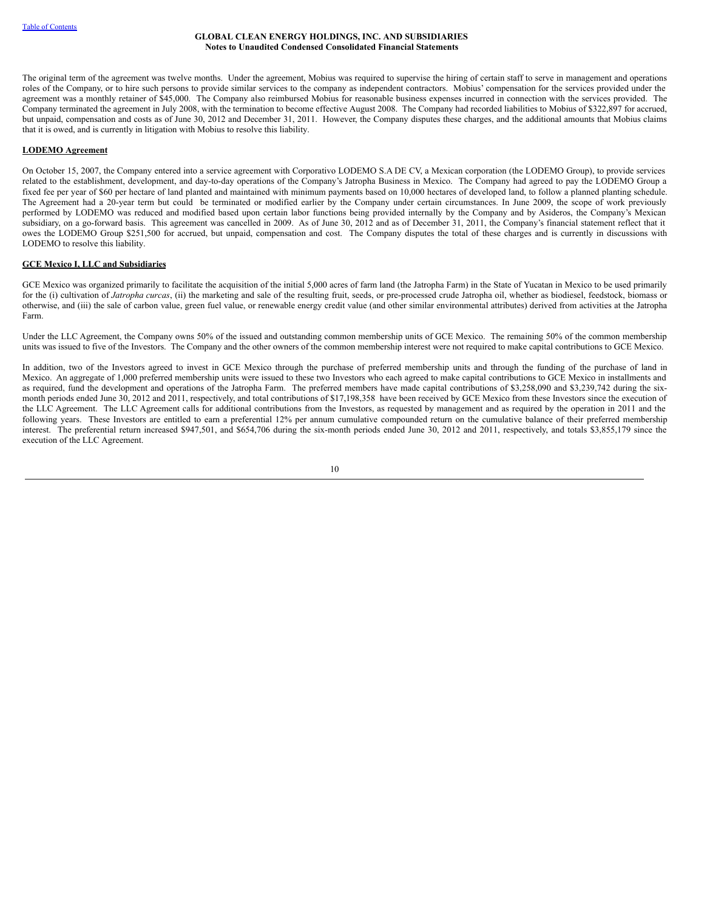The original term of the agreement was twelve months. Under the agreement, Mobius was required to supervise the hiring of certain staff to serve in management and operations roles of the Company, or to hire such persons to provide similar services to the company as independent contractors. Mobius' compensation for the services provided under the agreement was a monthly retainer of $45,000. The Company also reimbursed Mobius for reasonable business expenses incurred in connection with the services provided. The Company terminated the agreement in July 2008, with the termination to become effective August 2008. The Company had recorded liabilities to Mobius of $322,897 for accrued, but unpaid, compensation and costs as of June 30, 2012 and December 31, 2011. However, the Company disputes these charges, and the additional amounts that Mobius claims that it is owed, and is currently in litigation with Mobius to resolve this liability.

**LODEMO Agreement**

On October 15, 2007, the Company entered into a service agreement with Corporativo LODEMO S.A DE CV, a Mexican corporation (the LODEMO Group), to provide services related to the establishment, development, and day-to-day operations of the Company's Jatropha Business in Mexico. The Company had agreed to pay the LODEMO Group a fixed fee per year of $60 per hectare of land planted and maintained with minimum payments based on 10,000 hectares of developed land, to follow a planned planting schedule. The Agreement had a 20-year term but could be terminated or modified earlier by the Company under certain circumstances. In June 2009, the scope of work previously performed by LODEMO was reduced and modified based upon certain labor functions being provided internally by the Company and by Asideros, the Company's Mexican subsidiary, on a go-forward basis. This agreement was cancelled in 2009. As of June 30, 2012 and as of December 31, 2011, the Company's financial statement reflect that it owes the LODEMO Group $251,500 for accrued, but unpaid, compensation and cost. The Company disputes the total of these charges and is currently in discussions with LODEMO to resolve this liability.

**GCE Mexico I, LLC and Subsidiaries**

GCE Mexico was organized primarily to facilitate the acquisition of the initial 5,000 acres of farm land (the Jatropha Farm) in the State of Yucatan in Mexico to be used primarily for the (i) cultivation of *Jatropha curcas*, (ii) the marketing and sale of the resulting fruit, seeds, or pre-processed crude Jatropha oil, whether as biodiesel, feedstock, biomass or otherwise, and (iii) the sale of carbon value, green fuel value, or renewable energy credit value (and other similar environmental attributes) derived from activities at the Jatropha Farm.

Under the LLC Agreement, the Company owns 50% of the issued and outstanding common membership units of GCE Mexico. The remaining 50% of the common membership units was issued to five of the Investors. The Company and the other owners of the common membership interest were not required to make capital contributions to GCE Mexico.

In addition, two of the Investors agreed to invest in GCE Mexico through the purchase of preferred membership units and through the funding of the purchase of land in Mexico. An aggregate of 1,000 preferred membership units were issued to these two Investors who each agreed to make capital contributions to GCE Mexico in installments and as required, fund the development and operations of the Jatropha Farm. The preferred members have made capital contributions of $3,258,090 and $3,239,742 during the six-month periods ended June 30, 2012 and 2011, respectively, and total contributions of $17,198,358 have been received by GCE Mexico from these Investors since the execution of the LLC Agreement. The LLC Agreement calls for additional contributions from the Investors, as requested by management and as required by the operation in 2011 and the following years. These Investors are entitled to earn a preferential 12% per annum cumulative compounded return on the cumulative balance of their preferred membership interest. The preferential return increased $947,501, and $654,706 during the six-month periods ended June 30, 2012 and 2011, respectively, and totals $3,855,179 since the execution of the LLC Agreement.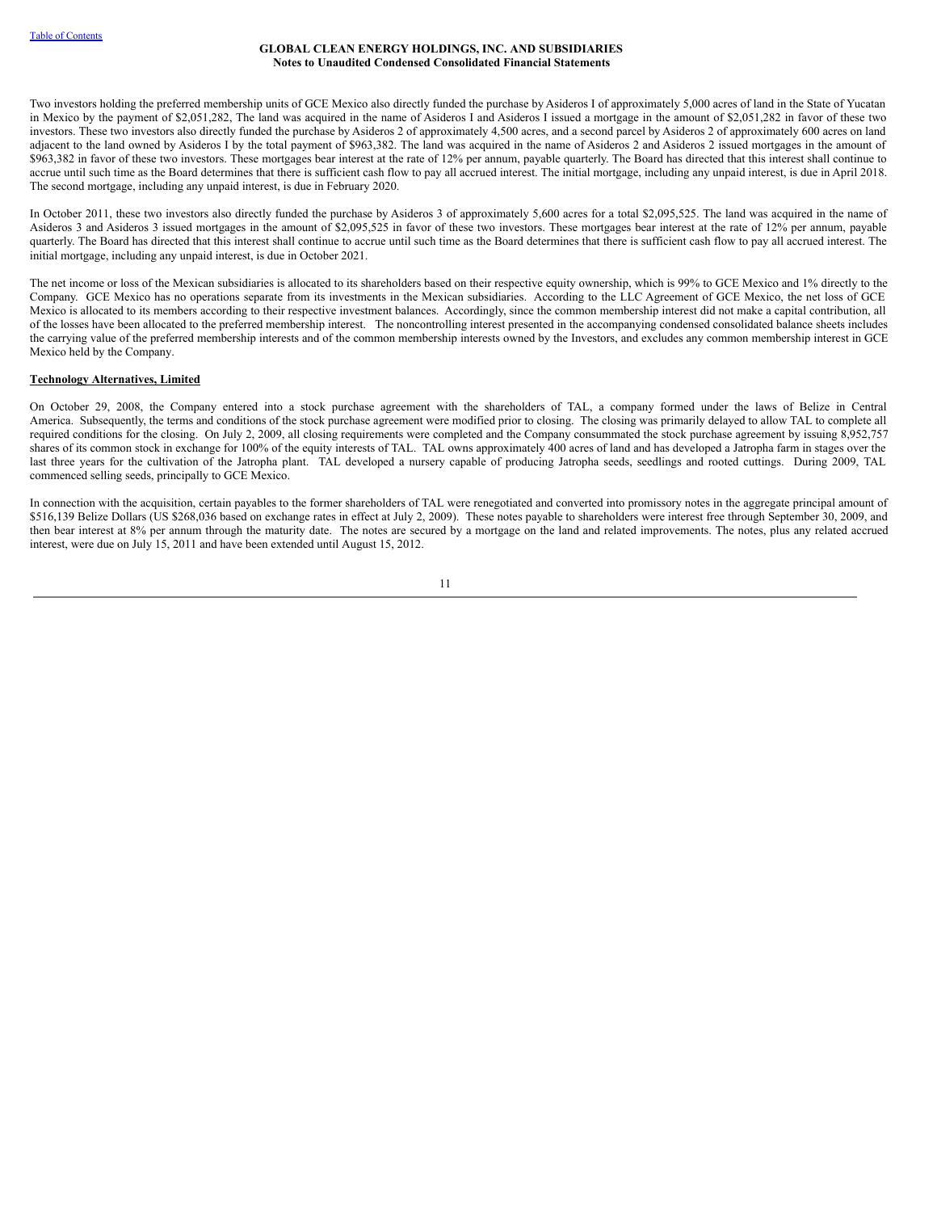Two investors holding the preferred membership units of GCE Mexico also directly funded the purchase by Asideros I of approximately 5,000 acres of land in the State of Yucatan in Mexico by the payment of $2,051,282, The land was acquired in the name of Asideros I and Asideros I issued a mortgage in the amount of $2,051,282 in favor of these two investors. These two investors also directly funded the purchase by Asideros 2 of approximately 4,500 acres, and a second parcel by Asideros 2 of approximately 600 acres on land adjacent to the land owned by Asideros I by the total payment of $963,382. The land was acquired in the name of Asideros 2 and Asideros 2 issued mortgages in the amount of $963,382 in favor of these two investors. These mortgages bear interest at the rate of 12% per annum, payable quarterly. The Board has directed that this interest shall continue to accrue until such time as the Board determines that there is sufficient cash flow to pay all accrued interest. The initial mortgage, including any unpaid interest, is due in April 2018. The second mortgage, including any unpaid interest, is due in February 2020.

In October 2011, these two investors also directly funded the purchase by Asideros 3 of approximately 5,600 acres for a total $2,095,525. The land was acquired in the name of Asideros 3 and Asideros 3 issued mortgages in the amount of $2,095,525 in favor of these two investors. These mortgages bear interest at the rate of 12% per annum, payable quarterly. The Board has directed that this interest shall continue to accrue until such time as the Board determines that there is sufficient cash flow to pay all accrued interest. The initial mortgage, including any unpaid interest, is due in October 2021.

The net income or loss of the Mexican subsidiaries is allocated to its shareholders based on their respective equity ownership, which is 99% to GCE Mexico and 1% directly to the Company. GCE Mexico has no operations separate from its investments in the Mexican subsidiaries. According to the LLC Agreement of GCE Mexico, the net loss of GCE Mexico is allocated to its members according to their respective investment balances. Accordingly, since the common membership interest did not make a capital contribution, all of the losses have been allocated to the preferred membership interest. The noncontrolling interest presented in the accompanying condensed consolidated balance sheets includes the carrying value of the preferred membership interests and of the common membership interests owned by the Investors, and excludes any common membership interest in GCE Mexico held by the Company.

**Technology Alternatives, Limited**

On October 29, 2008, the Company entered into a stock purchase agreement with the shareholders of TAL, a company formed under the laws of Belize in Central America. Subsequently, the terms and conditions of the stock purchase agreement were modified prior to closing. The closing was primarily delayed to allow TAL to complete all required conditions for the closing. On July 2, 2009, all closing requirements were completed and the Company consummated the stock purchase agreement by issuing 8,952,757 shares of its common stock in exchange for 100% of the equity interests of TAL. TAL owns approximately 400 acres of land and has developed a Jatropha farm in stages over the last three years for the cultivation of the Jatropha plant. TAL developed a nursery capable of producing Jatropha seeds, seedlings and rooted cuttings. During 2009, TAL commenced selling seeds, principally to GCE Mexico.

In connection with the acquisition, certain payables to the former shareholders of TAL were renegotiated and converted into promissory notes in the aggregate principal amount of $516,139 Belize Dollars (US $268,036 based on exchange rates in effect at July 2, 2009). These notes payable to shareholders were interest free through September 30, 2009, and then bear interest at 8% per annum through the maturity date. The notes are secured by a mortgage on the land and related improvements. The notes, plus any related accrued interest, were due on July 15, 2011 and have been extended until August 15, 2012.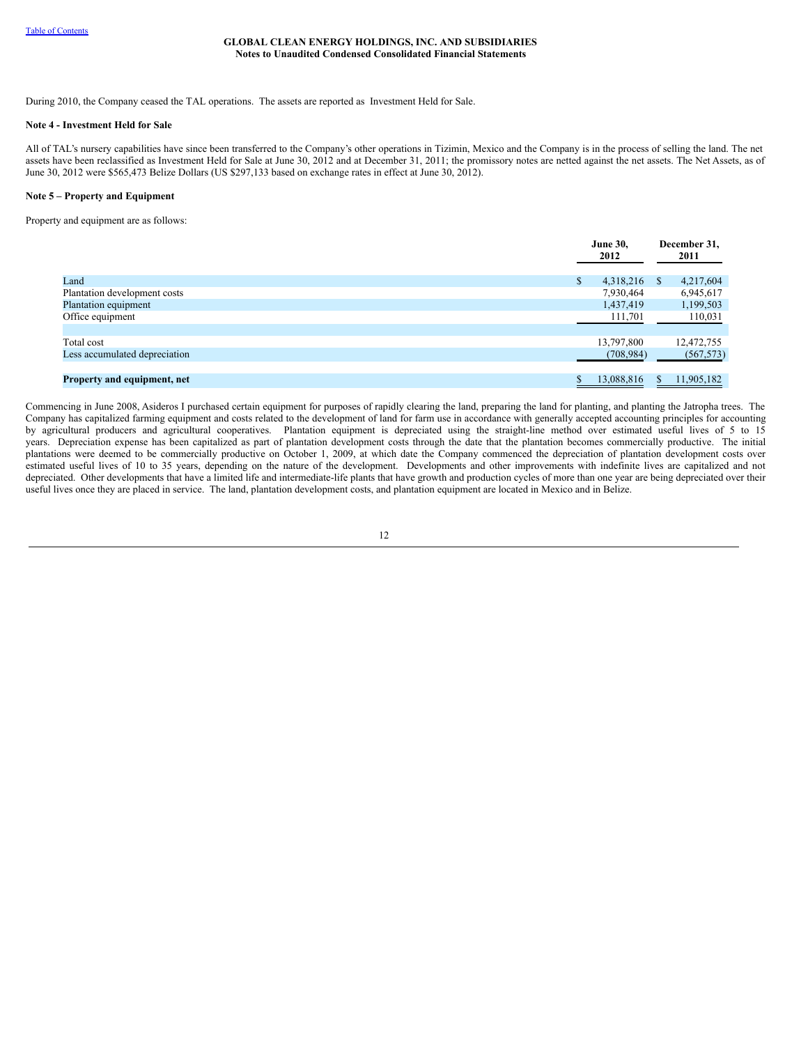During 2010, the Company ceased the TAL operations. The assets are reported as Investment Held for Sale.

**Note 4 - Investment Held for Sale**

All of TAL's nursery capabilities have since been transferred to the Company's other operations in Tizimin, Mexico and the Company is in the process of selling the land. The net assets have been reclassified as Investment Held for Sale at June 30, 2012 and at December 31, 2011; the promissory notes are netted against the net assets. The Net Assets, as of June 30, 2012 were $565,473 Belize Dollars (US $297,133 based on exchange rates in effect at June 30, 2012).

**Note 5 – Property and Equipment**

Property and equipment are as follows:

| | June 30, 2012 | December 31, 2011 |
|---|---|---|
| Land | $ 4,318,216 | $ 4,217,604 |
| Plantation development costs | 7,930,464 | 6,945,617 |
| Plantation equipment | 1,437,419 | 1,199,503 |
| Office equipment | 111,701 | 110,031 |
| | | |
| Total cost | 13,797,800 | 12,472,755 |
| Less accumulated depreciation | (708,984) | (567,573) |
| | | |
| **Property and equipment, net** | $ 13,088,816 | $ 11,905,182 |

Commencing in June 2008, Asideros I purchased certain equipment for purposes of rapidly clearing the land, preparing the land for planting, and planting the Jatropha trees. The Company has capitalized farming equipment and costs related to the development of land for farm use in accordance with generally accepted accounting principles for accounting by agricultural producers and agricultural cooperatives. Plantation equipment is depreciated using the straight-line method over estimated useful lives of 5 to 15 years. Depreciation expense has been capitalized as part of plantation development costs through the date that the plantation becomes commercially productive. The initial plantations were deemed to be commercially productive on October 1, 2009, at which date the Company commenced the depreciation of plantation development costs over estimated useful lives of 10 to 35 years, depending on the nature of the development. Developments and other improvements with indefinite lives are capitalized and not depreciated. Other developments that have a limited life and intermediate-life plants that have growth and production cycles of more than one year are being depreciated over their useful lives once they are placed in service. The land, plantation development costs, and plantation equipment are located in Mexico and in Belize.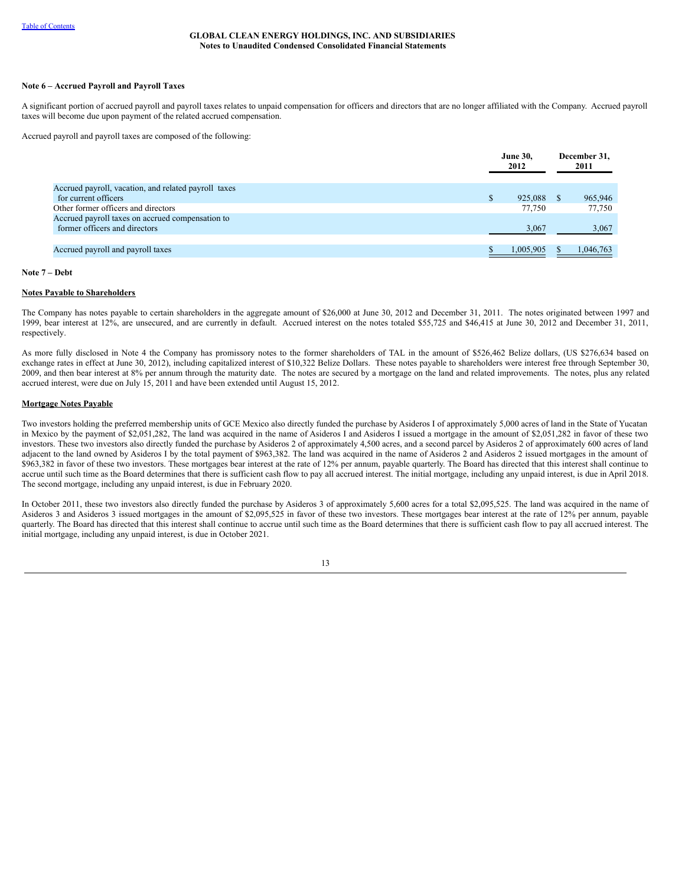**GLOBAL CLEAN ENERGY HOLDINGS, INC. AND SUBSIDIARIES**
**Notes to Unaudited Condensed Consolidated Financial Statements**

**Note 6 – Accrued Payroll and Payroll Taxes**

A significant portion of accrued payroll and payroll taxes relates to unpaid compensation for officers and directors that are no longer affiliated with the Company. Accrued payroll taxes will become due upon payment of the related accrued compensation.

Accrued payroll and payroll taxes are composed of the following:

| | June 30, 2012 | December 31, 2011 |
|---|---|---|
| Accrued payroll, vacation, and related payroll taxes for current officers | $ 925,088 | $ 965,946 |
| Other former officers and directors | 77,750 | 77,750 |
| Accrued payroll taxes on accrued compensation to former officers and directors | 3,067 | 3,067 |
| Accrued payroll and payroll taxes | $ 1,005,905 | $ 1,046,763 |

**Note 7 – Debt**

**Notes Payable to Shareholders**

The Company has notes payable to certain shareholders in the aggregate amount of $26,000 at June 30, 2012 and December 31, 2011. The notes originated between 1997 and 1999, bear interest at 12%, are unsecured, and are currently in default. Accrued interest on the notes totaled $55,725 and $46,415 at June 30, 2012 and December 31, 2011, respectively.

As more fully disclosed in Note 4 the Company has promissory notes to the former shareholders of TAL in the amount of $526,462 Belize dollars, (US $276,634 based on exchange rates in effect at June 30, 2012), including capitalized interest of $10,322 Belize Dollars. These notes payable to shareholders were interest free through September 30, 2009, and then bear interest at 8% per annum through the maturity date. The notes are secured by a mortgage on the land and related improvements. The notes, plus any related accrued interest, were due on July 15, 2011 and have been extended until August 15, 2012.

**Mortgage Notes Payable**

Two investors holding the preferred membership units of GCE Mexico also directly funded the purchase by Asideros I of approximately 5,000 acres of land in the State of Yucatan in Mexico by the payment of $2,051,282, The land was acquired in the name of Asideros I and Asideros I issued a mortgage in the amount of $2,051,282 in favor of these two investors. These two investors also directly funded the purchase by Asideros 2 of approximately 4,500 acres, and a second parcel by Asideros 2 of approximately 600 acres of land adjacent to the land owned by Asideros I by the total payment of $963,382. The land was acquired in the name of Asideros 2 and Asideros 2 issued mortgages in the amount of $963,382 in favor of these two investors. These mortgages bear interest at the rate of 12% per annum, payable quarterly. The Board has directed that this interest shall continue to accrue until such time as the Board determines that there is sufficient cash flow to pay all accrued interest. The initial mortgage, including any unpaid interest, is due in April 2018. The second mortgage, including any unpaid interest, is due in February 2020.

In October 2011, these two investors also directly funded the purchase by Asideros 3 of approximately 5,600 acres for a total $2,095,525. The land was acquired in the name of Asideros 3 and Asideros 3 issued mortgages in the amount of $2,095,525 in favor of these two investors. These mortgages bear interest at the rate of 12% per annum, payable quarterly. The Board has directed that this interest shall continue to accrue until such time as the Board determines that there is sufficient cash flow to pay all accrued interest. The initial mortgage, including any unpaid interest, is due in October 2021.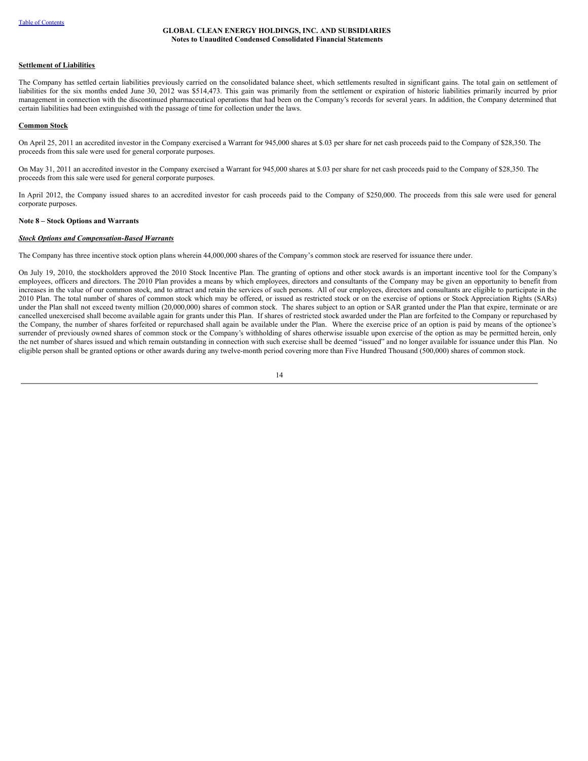**Settlement of Liabilities**

The Company has settled certain liabilities previously carried on the consolidated balance sheet, which settlements resulted in significant gains. The total gain on settlement of liabilities for the six months ended June 30, 2012 was $514,473. This gain was primarily from the settlement or expiration of historic liabilities primarily incurred by prior management in connection with the discontinued pharmaceutical operations that had been on the Company's records for several years. In addition, the Company determined that certain liabilities had been extinguished with the passage of time for collection under the laws.

**Common Stock**

On April 25, 2011 an accredited investor in the Company exercised a Warrant for 945,000 shares at $.03 per share for net cash proceeds paid to the Company of $28,350. The proceeds from this sale were used for general corporate purposes.

On May 31, 2011 an accredited investor in the Company exercised a Warrant for 945,000 shares at $.03 per share for net cash proceeds paid to the Company of $28,350. The proceeds from this sale were used for general corporate purposes.

In April 2012, the Company issued shares to an accredited investor for cash proceeds paid to the Company of $250,000. The proceeds from this sale were used for general corporate purposes.

**Note 8 – Stock Options and Warrants**

***Stock Options and Compensation-Based Warrants***

The Company has three incentive stock option plans wherein 44,000,000 shares of the Company's common stock are reserved for issuance there under.

On July 19, 2010, the stockholders approved the 2010 Stock Incentive Plan. The granting of options and other stock awards is an important incentive tool for the Company's employees, officers and directors. The 2010 Plan provides a means by which employees, directors and consultants of the Company may be given an opportunity to benefit from increases in the value of our common stock, and to attract and retain the services of such persons. All of our employees, directors and consultants are eligible to participate in the 2010 Plan. The total number of shares of common stock which may be offered, or issued as restricted stock or on the exercise of options or Stock Appreciation Rights (SARs) under the Plan shall not exceed twenty million (20,000,000) shares of common stock. The shares subject to an option or SAR granted under the Plan that expire, terminate or are cancelled unexercised shall become available again for grants under this Plan. If shares of restricted stock awarded under the Plan are forfeited to the Company or repurchased by the Company, the number of shares forfeited or repurchased shall again be available under the Plan. Where the exercise price of an option is paid by means of the optionee's surrender of previously owned shares of common stock or the Company's withholding of shares otherwise issuable upon exercise of the option as may be permitted herein, only the net number of shares issued and which remain outstanding in connection with such exercise shall be deemed "issued" and no longer available for issuance under this Plan. No eligible person shall be granted options or other awards during any twelve-month period covering more than Five Hundred Thousand (500,000) shares of common stock.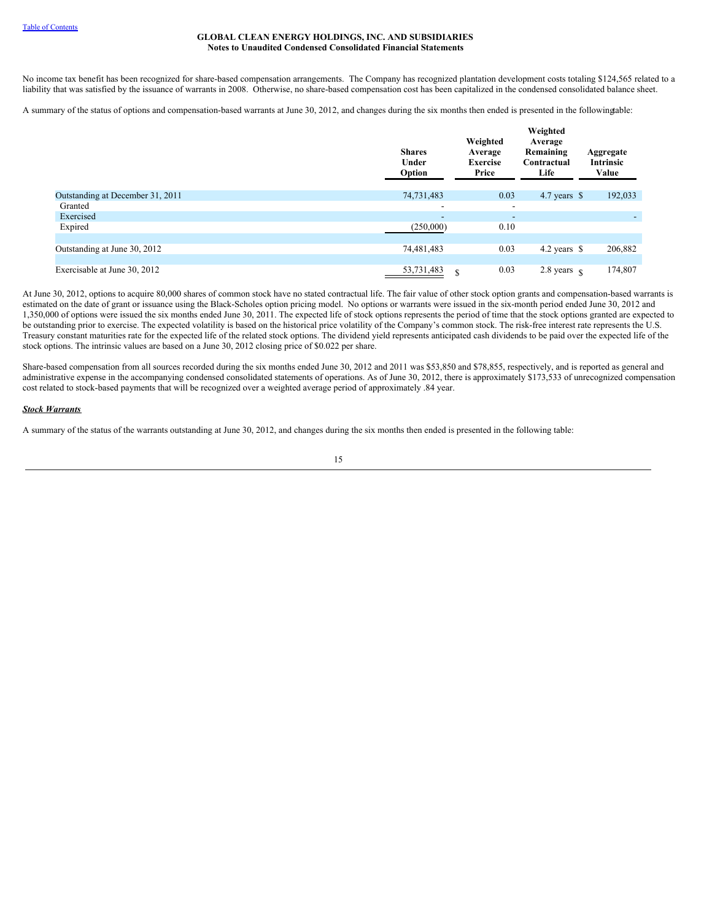No income tax benefit has been recognized for share-based compensation arrangements. The Company has recognized plantation development costs totaling $124,565 related to a liability that was satisfied by the issuance of warrants in 2008. Otherwise, no share-based compensation cost has been capitalized in the condensed consolidated balance sheet.

A summary of the status of options and compensation-based warrants at June 30, 2012, and changes during the six months then ended is presented in the following table:

| | Shares Under Option | Weighted Average Exercise Price | Weighted Average Remaining Contractual Life | Aggregate Intrinsic Value |
|---|---|---|---|---|
| Outstanding at December 31, 2011 | 74,731,483 | 0.03 | 4.7 years | $ 192,033 |
| Granted | - | - | | |
| Exercised | - | - | | - |
| Expired | (250,000) | 0.10 | | |
| Outstanding at June 30, 2012 | 74,481,483 | 0.03 | 4.2 years | $ 206,882 |
| Exercisable at June 30, 2012 | 53,731,483 | $ 0.03 | 2.8 years | $ 174,807 |

At June 30, 2012, options to acquire 80,000 shares of common stock have no stated contractual life. The fair value of other stock option grants and compensation-based warrants is estimated on the date of grant or issuance using the Black-Scholes option pricing model. No options or warrants were issued in the six-month period ended June 30, 2012 and 1,350,000 of options were issued the six months ended June 30, 2011. The expected life of stock options represents the period of time that the stock options granted are expected to be outstanding prior to exercise. The expected volatility is based on the historical price volatility of the Company's common stock. The risk-free interest rate represents the U.S. Treasury constant maturities rate for the expected life of the related stock options. The dividend yield represents anticipated cash dividends to be paid over the expected life of the stock options. The intrinsic values are based on a June 30, 2012 closing price of $0.022 per share.

Share-based compensation from all sources recorded during the six months ended June 30, 2012 and 2011 was $53,850 and $78,855, respectively, and is reported as general and administrative expense in the accompanying condensed consolidated statements of operations. As of June 30, 2012, there is approximately $173,533 of unrecognized compensation cost related to stock-based payments that will be recognized over a weighted average period of approximately .84 year.

***Stock Warrants***

A summary of the status of the warrants outstanding at June 30, 2012, and changes during the six months then ended is presented in the following table: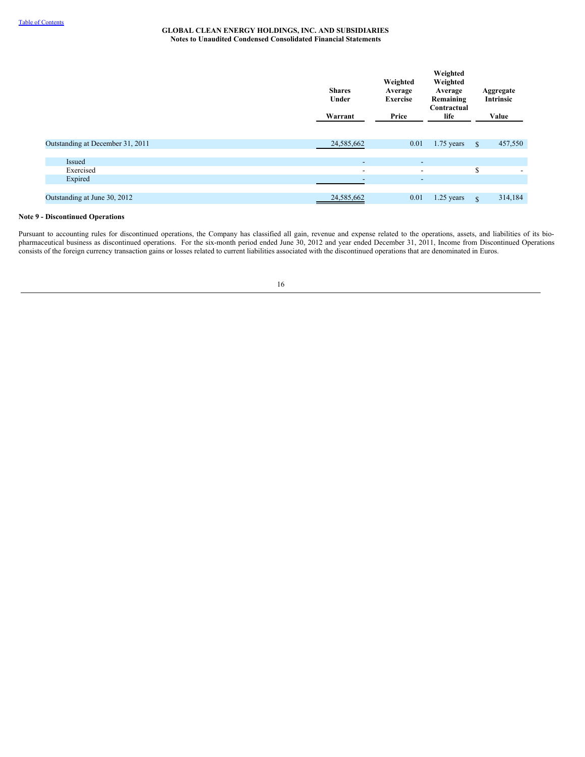GLOBAL CLEAN ENERGY HOLDINGS, INC. AND SUBSIDIARIES
Notes to Unaudited Condensed Consolidated Financial Statements

| | Shares Under Warrant | Weighted Average Exercise Price | Weighted Weighted Average Remaining Contractual life | Aggregate Intrinsic Value |
|---|---|---|---|---|
| Outstanding at December 31, 2011 | 24,585,662 | 0.01 | 1.75 years | $ 457,550 |
| Issued | - | - | | |
| Exercised | - | - | | $ - |
| Expired | - | - | | |
| Outstanding at June 30, 2012 | 24,585,662 | 0.01 | 1.25 years | $ 314,184 |

**Note 9 - Discontinued Operations**

Pursuant to accounting rules for discontinued operations, the Company has classified all gain, revenue and expense related to the operations, assets, and liabilities of its bio-pharmaceutical business as discontinued operations. For the six-month period ended June 30, 2012 and year ended December 31, 2011, Income from Discontinued Operations consists of the foreign currency transaction gains or losses related to current liabilities associated with the discontinued operations that are denominated in Euros.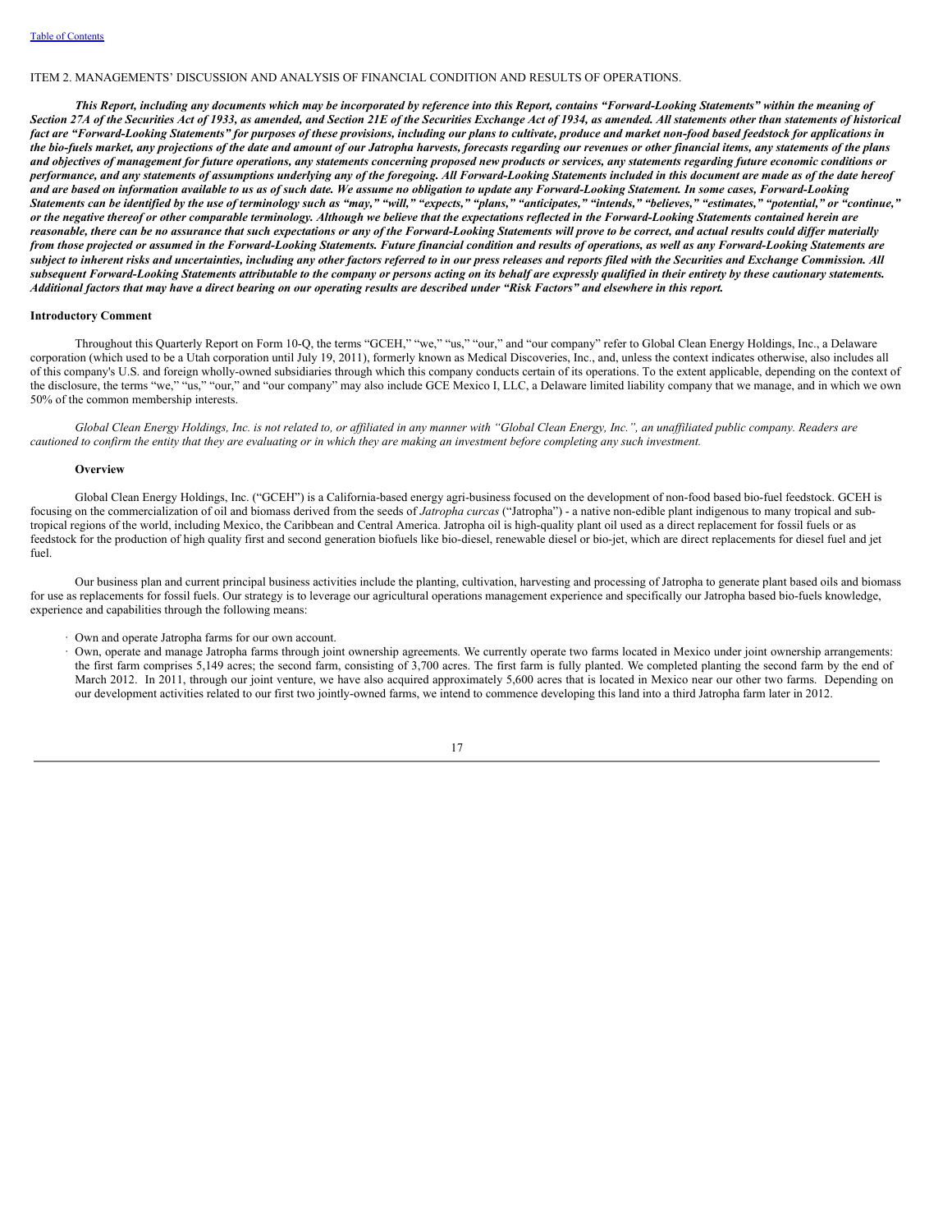ITEM 2. MANAGEMENTS' DISCUSSION AND ANALYSIS OF FINANCIAL CONDITION AND RESULTS OF OPERATIONS.

***This Report, including any documents which may be incorporated by reference into this Report, contains "Forward-Looking Statements" within the meaning of Section 27A of the Securities Act of 1933, as amended, and Section 21E of the Securities Exchange Act of 1934, as amended. All statements other than statements of historical fact are "Forward-Looking Statements" for purposes of these provisions, including our plans to cultivate, produce and market non-food based feedstock for applications in the bio-fuels market, any projections of the date and amount of our Jatropha harvests, forecasts regarding our revenues or other financial items, any statements of the plans and objectives of management for future operations, any statements concerning proposed new products or services, any statements regarding future economic conditions or performance, and any statements of assumptions underlying any of the foregoing. All Forward-Looking Statements included in this document are made as of the date hereof and are based on information available to us as of such date. We assume no obligation to update any Forward-Looking Statement. In some cases, Forward-Looking Statements can be identified by the use of terminology such as "may," "will," "expects," "plans," "anticipates," "intends," "believes," "estimates," "potential," or "continue," or the negative thereof or other comparable terminology. Although we believe that the expectations reflected in the Forward-Looking Statements contained herein are reasonable, there can be no assurance that such expectations or any of the Forward-Looking Statements will prove to be correct, and actual results could differ materially from those projected or assumed in the Forward-Looking Statements. Future financial condition and results of operations, as well as any Forward-Looking Statements are subject to inherent risks and uncertainties, including any other factors referred to in our press releases and reports filed with the Securities and Exchange Commission. All subsequent Forward-Looking Statements attributable to the company or persons acting on its behalf are expressly qualified in their entirety by these cautionary statements. Additional factors that may have a direct bearing on our operating results are described under "Risk Factors" and elsewhere in this report.***

**Introductory Comment**

Throughout this Quarterly Report on Form 10-Q, the terms "GCEH," "we," "us," "our," and "our company" refer to Global Clean Energy Holdings, Inc., a Delaware corporation (which used to be a Utah corporation until July 19, 2011), formerly known as Medical Discoveries, Inc., and, unless the context indicates otherwise, also includes all of this company's U.S. and foreign wholly-owned subsidiaries through which this company conducts certain of its operations. To the extent applicable, depending on the context of the disclosure, the terms "we," "us," "our," and "our company" may also include GCE Mexico I, LLC, a Delaware limited liability company that we manage, and in which we own 50% of the common membership interests.

*Global Clean Energy Holdings, Inc. is not related to, or affiliated in any manner with "Global Clean Energy, Inc.", an unaffiliated public company. Readers are cautioned to confirm the entity that they are evaluating or in which they are making an investment before completing any such investment.*

**Overview**

Global Clean Energy Holdings, Inc. ("GCEH") is a California-based energy agri-business focused on the development of non-food based bio-fuel feedstock. GCEH is focusing on the commercialization of oil and biomass derived from the seeds of *Jatropha curcas* ("Jatropha") - a native non-edible plant indigenous to many tropical and sub-tropical regions of the world, including Mexico, the Caribbean and Central America. Jatropha oil is high-quality plant oil used as a direct replacement for fossil fuels or as feedstock for the production of high quality first and second generation biofuels like bio-diesel, renewable diesel or bio-jet, which are direct replacements for diesel fuel and jet fuel.

Our business plan and current principal business activities include the planting, cultivation, harvesting and processing of Jatropha to generate plant based oils and biomass for use as replacements for fossil fuels. Our strategy is to leverage our agricultural operations management experience and specifically our Jatropha based bio-fuels knowledge, experience and capabilities through the following means:

- Own and operate Jatropha farms for our own account.
- Own, operate and manage Jatropha farms through joint ownership agreements. We currently operate two farms located in Mexico under joint ownership arrangements: the first farm comprises 5,149 acres; the second farm, consisting of 3,700 acres. The first farm is fully planted. We completed planting the second farm by the end of March 2012. In 2011, through our joint venture, we have also acquired approximately 5,600 acres that is located in Mexico near our other two farms. Depending on our development activities related to our first two jointly-owned farms, we intend to commence developing this land into a third Jatropha farm later in 2012.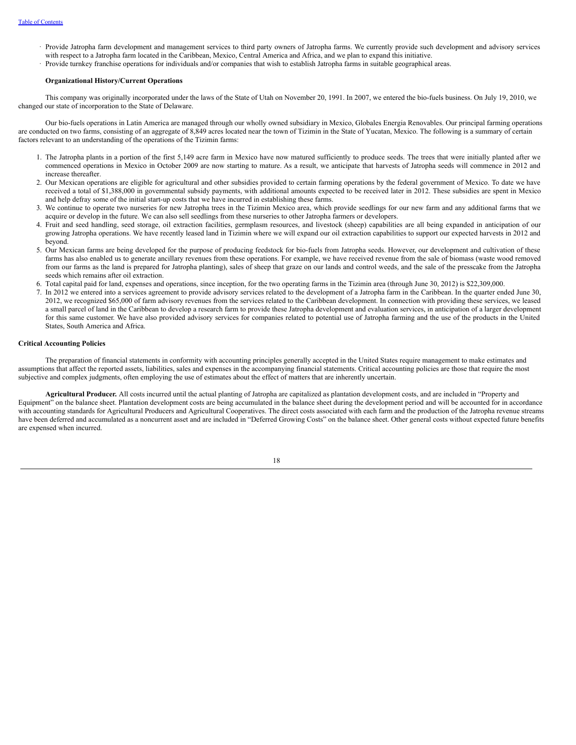- Provide Jatropha farm development and management services to third party owners of Jatropha farms. We currently provide such development and advisory services with respect to a Jatropha farm located in the Caribbean, Mexico, Central America and Africa, and we plan to expand this initiative.
- Provide turnkey franchise operations for individuals and/or companies that wish to establish Jatropha farms in suitable geographical areas.

**Organizational History/Current Operations**

This company was originally incorporated under the laws of the State of Utah on November 20, 1991. In 2007, we entered the bio-fuels business. On July 19, 2010, we changed our state of incorporation to the State of Delaware.

Our bio-fuels operations in Latin America are managed through our wholly owned subsidiary in Mexico, Globales Energia Renovables. Our principal farming operations are conducted on two farms, consisting of an aggregate of 8,849 acres located near the town of Tizimin in the State of Yucatan, Mexico. The following is a summary of certain factors relevant to an understanding of the operations of the Tizimin farms:

1. The Jatropha plants in a portion of the first 5,149 acre farm in Mexico have now matured sufficiently to produce seeds. The trees that were initially planted after we commenced operations in Mexico in October 2009 are now starting to mature. As a result, we anticipate that harvests of Jatropha seeds will commence in 2012 and increase thereafter.
2. Our Mexican operations are eligible for agricultural and other subsidies provided to certain farming operations by the federal government of Mexico. To date we have received a total of $1,388,000 in governmental subsidy payments, with additional amounts expected to be received later in 2012. These subsidies are spent in Mexico and help defray some of the initial start-up costs that we have incurred in establishing these farms.
3. We continue to operate two nurseries for new Jatropha trees in the Tizimin Mexico area, which provide seedlings for our new farm and any additional farms that we acquire or develop in the future. We can also sell seedlings from these nurseries to other Jatropha farmers or developers.
4. Fruit and seed handling, seed storage, oil extraction facilities, germplasm resources, and livestock (sheep) capabilities are all being expanded in anticipation of our growing Jatropha operations. We have recently leased land in Tizimin where we will expand our oil extraction capabilities to support our expected harvests in 2012 and beyond.
5. Our Mexican farms are being developed for the purpose of producing feedstock for bio-fuels from Jatropha seeds. However, our development and cultivation of these farms has also enabled us to generate ancillary revenues from these operations. For example, we have received revenue from the sale of biomass (waste wood removed from our farms as the land is prepared for Jatropha planting), sales of sheep that graze on our lands and control weeds, and the sale of the presscake from the Jatropha seeds which remains after oil extraction.
6. Total capital paid for land, expenses and operations, since inception, for the two operating farms in the Tizimin area (through June 30, 2012) is $22,309,000.
7. In 2012 we entered into a services agreement to provide advisory services related to the development of a Jatropha farm in the Caribbean. In the quarter ended June 30, 2012, we recognized $65,000 of farm advisory revenues from the services related to the Caribbean development. In connection with providing these services, we leased a small parcel of land in the Caribbean to develop a research farm to provide these Jatropha development and evaluation services, in anticipation of a larger development for this same customer. We have also provided advisory services for companies related to potential use of Jatropha farming and the use of the products in the United States, South America and Africa.

**Critical Accounting Policies**

The preparation of financial statements in conformity with accounting principles generally accepted in the United States require management to make estimates and assumptions that affect the reported assets, liabilities, sales and expenses in the accompanying financial statements. Critical accounting policies are those that require the most subjective and complex judgments, often employing the use of estimates about the effect of matters that are inherently uncertain.

**Agricultural Producer.** All costs incurred until the actual planting of Jatropha are capitalized as plantation development costs, and are included in "Property and Equipment" on the balance sheet. Plantation development costs are being accumulated in the balance sheet during the development period and will be accounted for in accordance with accounting standards for Agricultural Producers and Agricultural Cooperatives. The direct costs associated with each farm and the production of the Jatropha revenue streams have been deferred and accumulated as a noncurrent asset and are included in "Deferred Growing Costs" on the balance sheet. Other general costs without expected future benefits are expensed when incurred.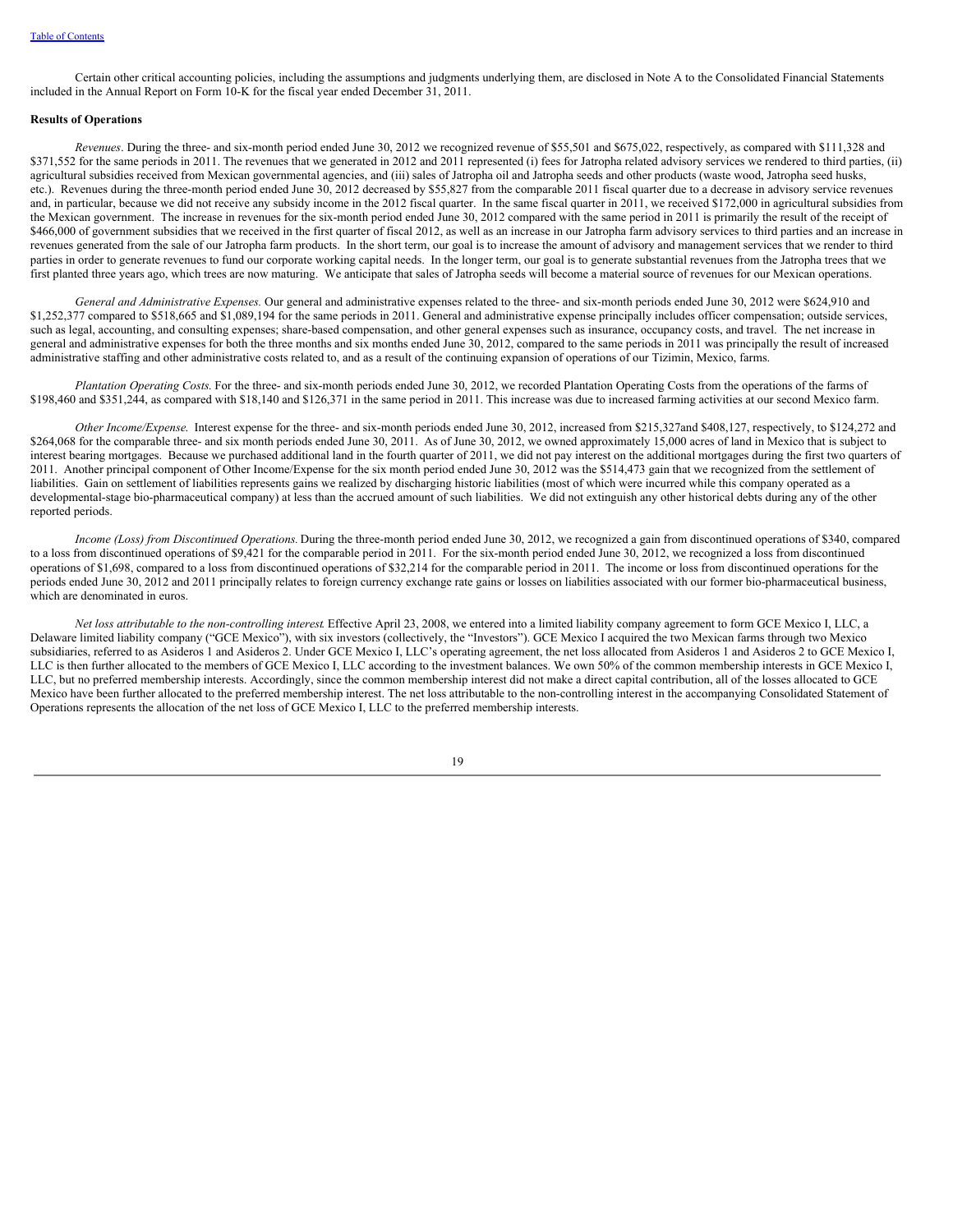Certain other critical accounting policies, including the assumptions and judgments underlying them, are disclosed in Note A to the Consolidated Financial Statements included in the Annual Report on Form 10-K for the fiscal year ended December 31, 2011.

**Results of Operations**

*Revenues*. During the three- and six-month period ended June 30, 2012 we recognized revenue of $55,501 and $675,022, respectively, as compared with $111,328 and $371,552 for the same periods in 2011. The revenues that we generated in 2012 and 2011 represented (i) fees for Jatropha related advisory services we rendered to third parties, (ii) agricultural subsidies received from Mexican governmental agencies, and (iii) sales of Jatropha oil and Jatropha seeds and other products (waste wood, Jatropha seed husks, etc.). Revenues during the three-month period ended June 30, 2012 decreased by $55,827 from the comparable 2011 fiscal quarter due to a decrease in advisory service revenues and, in particular, because we did not receive any subsidy income in the 2012 fiscal quarter. In the same fiscal quarter in 2011, we received $172,000 in agricultural subsidies from the Mexican government. The increase in revenues for the six-month period ended June 30, 2012 compared with the same period in 2011 is primarily the result of the receipt of $466,000 of government subsidies that we received in the first quarter of fiscal 2012, as well as an increase in our Jatropha farm advisory services to third parties and an increase in revenues generated from the sale of our Jatropha farm products. In the short term, our goal is to increase the amount of advisory and management services that we render to third parties in order to generate revenues to fund our corporate working capital needs. In the longer term, our goal is to generate substantial revenues from the Jatropha trees that we first planted three years ago, which trees are now maturing. We anticipate that sales of Jatropha seeds will become a material source of revenues for our Mexican operations.

*General and Administrative Expenses.* Our general and administrative expenses related to the three- and six-month periods ended June 30, 2012 were $624,910 and $1,252,377 compared to $518,665 and $1,089,194 for the same periods in 2011. General and administrative expense principally includes officer compensation; outside services, such as legal, accounting, and consulting expenses; share-based compensation, and other general expenses such as insurance, occupancy costs, and travel. The net increase in general and administrative expenses for both the three months and six months ended June 30, 2012, compared to the same periods in 2011 was principally the result of increased administrative staffing and other administrative costs related to, and as a result of the continuing expansion of operations of our Tizimin, Mexico, farms.

*Plantation Operating Costs.* For the three- and six-month periods ended June 30, 2012, we recorded Plantation Operating Costs from the operations of the farms of $198,460 and $351,244, as compared with $18,140 and $126,371 in the same period in 2011. This increase was due to increased farming activities at our second Mexico farm.

*Other Income/Expense.* Interest expense for the three- and six-month periods ended June 30, 2012, increased from $215,327and $408,127, respectively, to $124,272 and $264,068 for the comparable three- and six month periods ended June 30, 2011. As of June 30, 2012, we owned approximately 15,000 acres of land in Mexico that is subject to interest bearing mortgages. Because we purchased additional land in the fourth quarter of 2011, we did not pay interest on the additional mortgages during the first two quarters of 2011. Another principal component of Other Income/Expense for the six month period ended June 30, 2012 was the $514,473 gain that we recognized from the settlement of liabilities. Gain on settlement of liabilities represents gains we realized by discharging historic liabilities (most of which were incurred while this company operated as a developmental-stage bio-pharmaceutical company) at less than the accrued amount of such liabilities. We did not extinguish any other historical debts during any of the other reported periods.

*Income (Loss) from Discontinued Operations.* During the three-month period ended June 30, 2012, we recognized a gain from discontinued operations of $340, compared to a loss from discontinued operations of $9,421 for the comparable period in 2011. For the six-month period ended June 30, 2012, we recognized a loss from discontinued operations of $1,698, compared to a loss from discontinued operations of $32,214 for the comparable period in 2011. The income or loss from discontinued operations for the periods ended June 30, 2012 and 2011 principally relates to foreign currency exchange rate gains or losses on liabilities associated with our former bio-pharmaceutical business, which are denominated in euros.

*Net loss attributable to the non-controlling interest.* Effective April 23, 2008, we entered into a limited liability company agreement to form GCE Mexico I, LLC, a Delaware limited liability company ("GCE Mexico"), with six investors (collectively, the "Investors"). GCE Mexico I acquired the two Mexican farms through two Mexico subsidiaries, referred to as Asideros 1 and Asideros 2. Under GCE Mexico I, LLC's operating agreement, the net loss allocated from Asideros 1 and Asideros 2 to GCE Mexico I, LLC is then further allocated to the members of GCE Mexico I, LLC according to the investment balances. We own 50% of the common membership interests in GCE Mexico I, LLC, but no preferred membership interests. Accordingly, since the common membership interest did not make a direct capital contribution, all of the losses allocated to GCE Mexico have been further allocated to the preferred membership interest. The net loss attributable to the non-controlling interest in the accompanying Consolidated Statement of Operations represents the allocation of the net loss of GCE Mexico I, LLC to the preferred membership interests.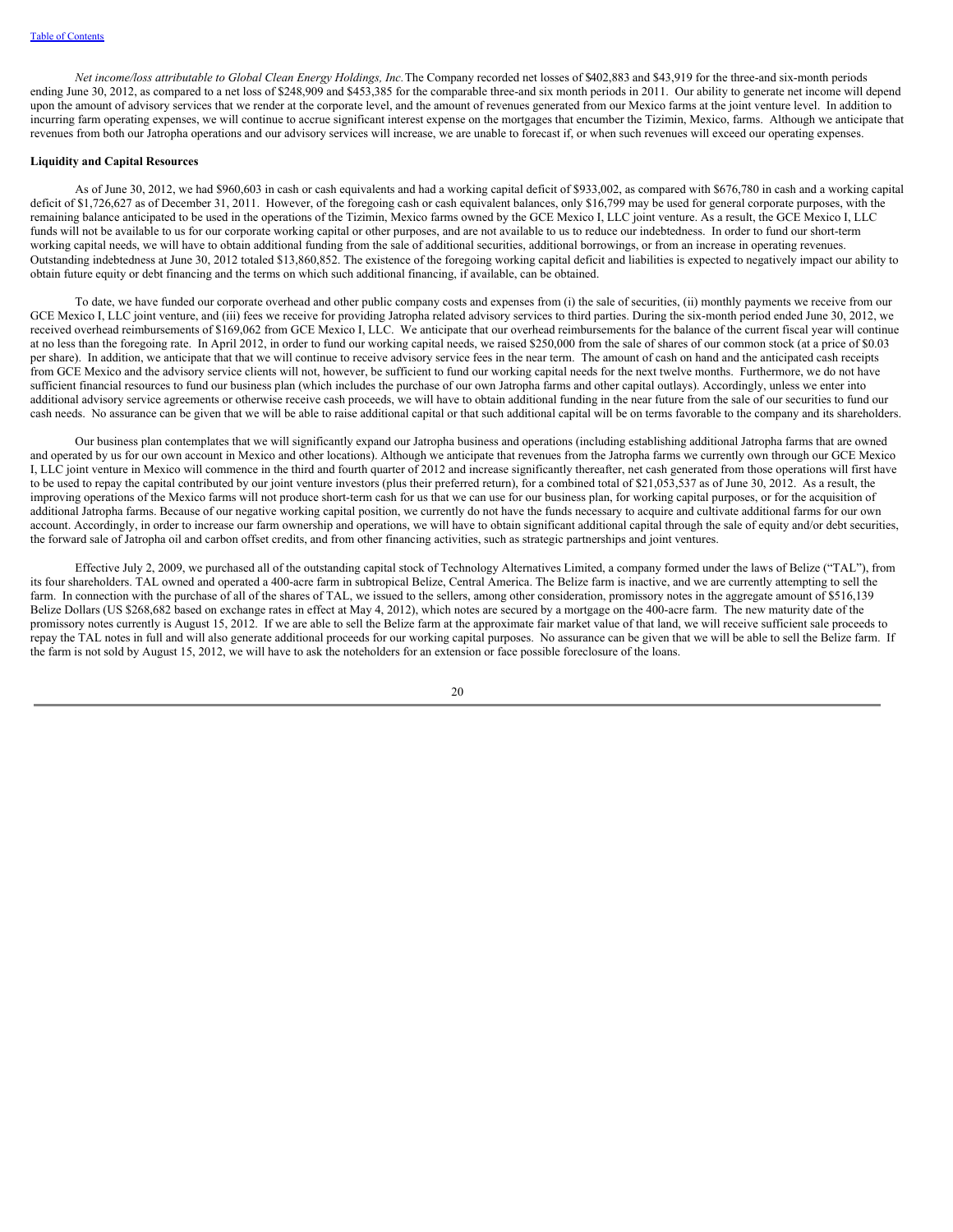*Net income/loss attributable to Global Clean Energy Holdings, Inc.* The Company recorded net losses of $402,883 and $43,919 for the three-and six-month periods ending June 30, 2012, as compared to a net loss of $248,909 and $453,385 for the comparable three-and six month periods in 2011. Our ability to generate net income will depend upon the amount of advisory services that we render at the corporate level, and the amount of revenues generated from our Mexico farms at the joint venture level. In addition to incurring farm operating expenses, we will continue to accrue significant interest expense on the mortgages that encumber the Tizimin, Mexico, farms. Although we anticipate that revenues from both our Jatropha operations and our advisory services will increase, we are unable to forecast if, or when such revenues will exceed our operating expenses.

**Liquidity and Capital Resources**

As of June 30, 2012, we had $960,603 in cash or cash equivalents and had a working capital deficit of $933,002, as compared with $676,780 in cash and a working capital deficit of $1,726,627 as of December 31, 2011. However, of the foregoing cash or cash equivalent balances, only $16,799 may be used for general corporate purposes, with the remaining balance anticipated to be used in the operations of the Tizimin, Mexico farms owned by the GCE Mexico I, LLC joint venture. As a result, the GCE Mexico I, LLC funds will not be available to us for our corporate working capital or other purposes, and are not available to us to reduce our indebtedness. In order to fund our short-term working capital needs, we will have to obtain additional funding from the sale of additional securities, additional borrowings, or from an increase in operating revenues. Outstanding indebtedness at June 30, 2012 totaled $13,860,852. The existence of the foregoing working capital deficit and liabilities is expected to negatively impact our ability to obtain future equity or debt financing and the terms on which such additional financing, if available, can be obtained.

To date, we have funded our corporate overhead and other public company costs and expenses from (i) the sale of securities, (ii) monthly payments we receive from our GCE Mexico I, LLC joint venture, and (iii) fees we receive for providing Jatropha related advisory services to third parties. During the six-month period ended June 30, 2012, we received overhead reimbursements of $169,062 from GCE Mexico I, LLC. We anticipate that our overhead reimbursements for the balance of the current fiscal year will continue at no less than the foregoing rate. In April 2012, in order to fund our working capital needs, we raised $250,000 from the sale of shares of our common stock (at a price of $0.03 per share). In addition, we anticipate that that we will continue to receive advisory service fees in the near term. The amount of cash on hand and the anticipated cash receipts from GCE Mexico and the advisory service clients will not, however, be sufficient to fund our working capital needs for the next twelve months. Furthermore, we do not have sufficient financial resources to fund our business plan (which includes the purchase of our own Jatropha farms and other capital outlays). Accordingly, unless we enter into additional advisory service agreements or otherwise receive cash proceeds, we will have to obtain additional funding in the near future from the sale of our securities to fund our cash needs. No assurance can be given that we will be able to raise additional capital or that such additional capital will be on terms favorable to the company and its shareholders.

Our business plan contemplates that we will significantly expand our Jatropha business and operations (including establishing additional Jatropha farms that are owned and operated by us for our own account in Mexico and other locations). Although we anticipate that revenues from the Jatropha farms we currently own through our GCE Mexico I, LLC joint venture in Mexico will commence in the third and fourth quarter of 2012 and increase significantly thereafter, net cash generated from those operations will first have to be used to repay the capital contributed by our joint venture investors (plus their preferred return), for a combined total of $21,053,537 as of June 30, 2012. As a result, the improving operations of the Mexico farms will not produce short-term cash for us that we can use for our business plan, for working capital purposes, or for the acquisition of additional Jatropha farms. Because of our negative working capital position, we currently do not have the funds necessary to acquire and cultivate additional farms for our own account. Accordingly, in order to increase our farm ownership and operations, we will have to obtain significant additional capital through the sale of equity and/or debt securities, the forward sale of Jatropha oil and carbon offset credits, and from other financing activities, such as strategic partnerships and joint ventures.

Effective July 2, 2009, we purchased all of the outstanding capital stock of Technology Alternatives Limited, a company formed under the laws of Belize ("TAL"), from its four shareholders. TAL owned and operated a 400-acre farm in subtropical Belize, Central America. The Belize farm is inactive, and we are currently attempting to sell the farm. In connection with the purchase of all of the shares of TAL, we issued to the sellers, among other consideration, promissory notes in the aggregate amount of $516,139 Belize Dollars (US $268,682 based on exchange rates in effect at May 4, 2012), which notes are secured by a mortgage on the 400-acre farm. The new maturity date of the promissory notes currently is August 15, 2012. If we are able to sell the Belize farm at the approximate fair market value of that land, we will receive sufficient sale proceeds to repay the TAL notes in full and will also generate additional proceeds for our working capital purposes. No assurance can be given that we will be able to sell the Belize farm. If the farm is not sold by August 15, 2012, we will have to ask the noteholders for an extension or face possible foreclosure of the loans.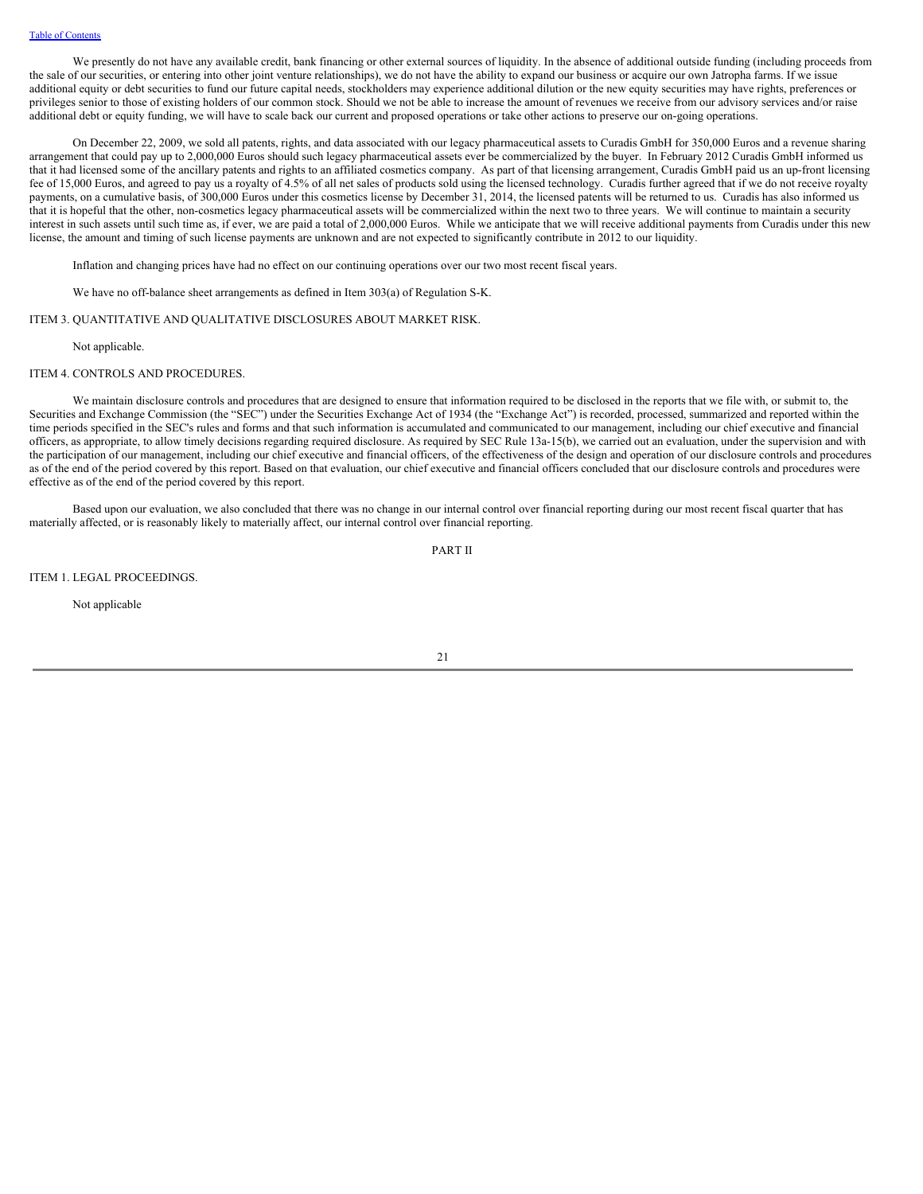We presently do not have any available credit, bank financing or other external sources of liquidity. In the absence of additional outside funding (including proceeds from the sale of our securities, or entering into other joint venture relationships), we do not have the ability to expand our business or acquire our own Jatropha farms. If we issue additional equity or debt securities to fund our future capital needs, stockholders may experience additional dilution or the new equity securities may have rights, preferences or privileges senior to those of existing holders of our common stock. Should we not be able to increase the amount of revenues we receive from our advisory services and/or raise additional debt or equity funding, we will have to scale back our current and proposed operations or take other actions to preserve our on-going operations.

On December 22, 2009, we sold all patents, rights, and data associated with our legacy pharmaceutical assets to Curadis GmbH for 350,000 Euros and a revenue sharing arrangement that could pay up to 2,000,000 Euros should such legacy pharmaceutical assets ever be commercialized by the buyer. In February 2012 Curadis GmbH informed us that it had licensed some of the ancillary patents and rights to an affiliated cosmetics company. As part of that licensing arrangement, Curadis GmbH paid us an up-front licensing fee of 15,000 Euros, and agreed to pay us a royalty of 4.5% of all net sales of products sold using the licensed technology. Curadis further agreed that if we do not receive royalty payments, on a cumulative basis, of 300,000 Euros under this cosmetics license by December 31, 2014, the licensed patents will be returned to us. Curadis has also informed us that it is hopeful that the other, non-cosmetics legacy pharmaceutical assets will be commercialized within the next two to three years. We will continue to maintain a security interest in such assets until such time as, if ever, we are paid a total of 2,000,000 Euros. While we anticipate that we will receive additional payments from Curadis under this new license, the amount and timing of such license payments are unknown and are not expected to significantly contribute in 2012 to our liquidity.

Inflation and changing prices have had no effect on our continuing operations over our two most recent fiscal years.

We have no off-balance sheet arrangements as defined in Item 303(a) of Regulation S-K.

## ITEM 3. QUANTITATIVE AND QUALITATIVE DISCLOSURES ABOUT MARKET RISK.

Not applicable.

## ITEM 4. CONTROLS AND PROCEDURES.

We maintain disclosure controls and procedures that are designed to ensure that information required to be disclosed in the reports that we file with, or submit to, the Securities and Exchange Commission (the "SEC") under the Securities Exchange Act of 1934 (the "Exchange Act") is recorded, processed, summarized and reported within the time periods specified in the SEC's rules and forms and that such information is accumulated and communicated to our management, including our chief executive and financial officers, as appropriate, to allow timely decisions regarding required disclosure. As required by SEC Rule 13a-15(b), we carried out an evaluation, under the supervision and with the participation of our management, including our chief executive and financial officers, of the effectiveness of the design and operation of our disclosure controls and procedures as of the end of the period covered by this report. Based on that evaluation, our chief executive and financial officers concluded that our disclosure controls and procedures were effective as of the end of the period covered by this report.

Based upon our evaluation, we also concluded that there was no change in our internal control over financial reporting during our most recent fiscal quarter that has materially affected, or is reasonably likely to materially affect, our internal control over financial reporting.

# PART II

## ITEM 1. LEGAL PROCEEDINGS.

Not applicable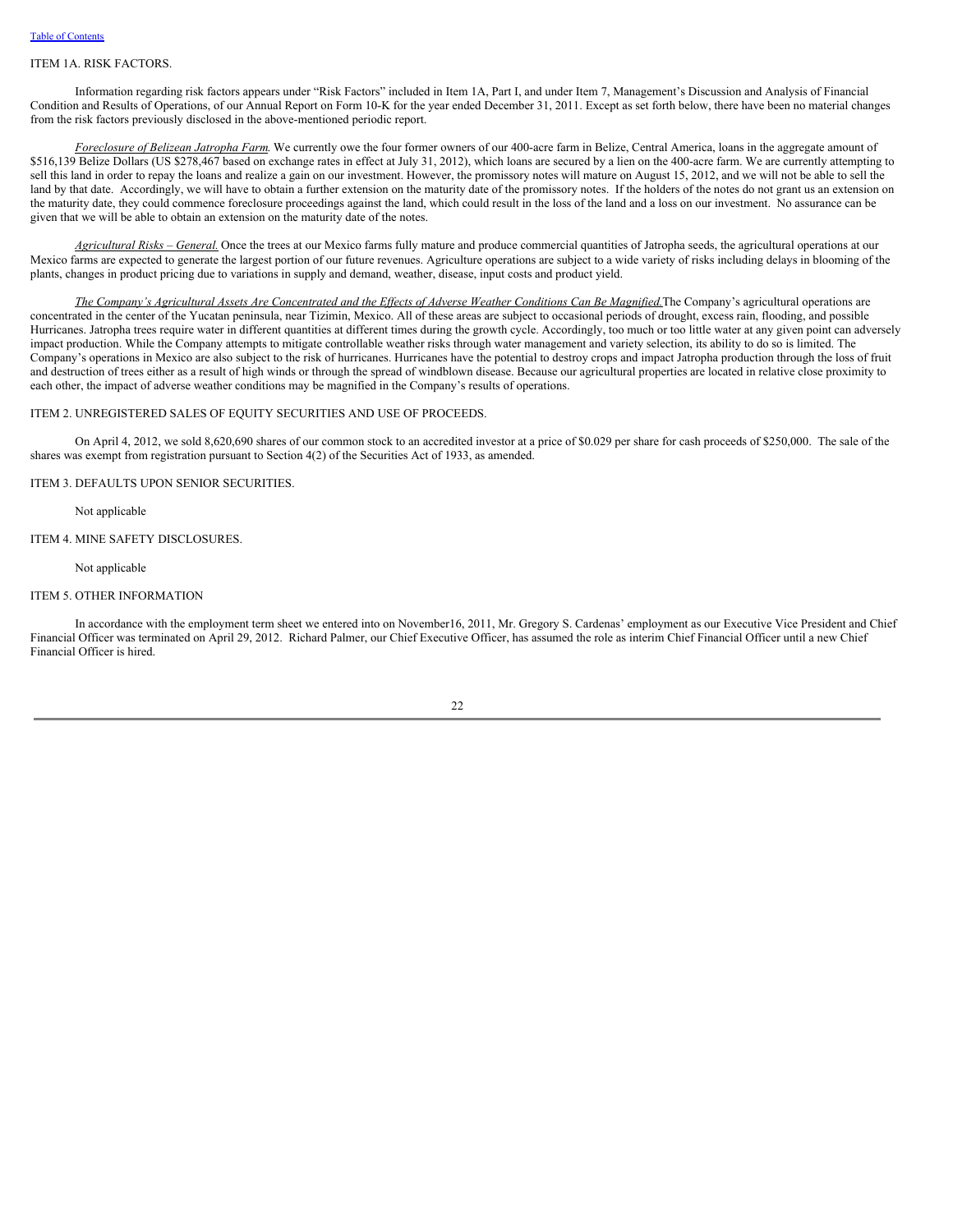## ITEM 1A. RISK FACTORS.

Information regarding risk factors appears under "Risk Factors" included in Item 1A, Part I, and under Item 7, Management's Discussion and Analysis of Financial Condition and Results of Operations, of our Annual Report on Form 10-K for the year ended December 31, 2011. Except as set forth below, there have been no material changes from the risk factors previously disclosed in the above-mentioned periodic report.

*Foreclosure of Belizean Jatropha Farm*. We currently owe the four former owners of our 400-acre farm in Belize, Central America, loans in the aggregate amount of $516,139 Belize Dollars (US $278,467 based on exchange rates in effect at July 31, 2012), which loans are secured by a lien on the 400-acre farm. We are currently attempting to sell this land in order to repay the loans and realize a gain on our investment. However, the promissory notes will mature on August 15, 2012, and we will not be able to sell the land by that date. Accordingly, we will have to obtain a further extension on the maturity date of the promissory notes. If the holders of the notes do not grant us an extension on the maturity date, they could commence foreclosure proceedings against the land, which could result in the loss of the land and a loss on our investment. No assurance can be given that we will be able to obtain an extension on the maturity date of the notes.

*Agricultural Risks – General.* Once the trees at our Mexico farms fully mature and produce commercial quantities of Jatropha seeds, the agricultural operations at our Mexico farms are expected to generate the largest portion of our future revenues. Agriculture operations are subject to a wide variety of risks including delays in blooming of the plants, changes in product pricing due to variations in supply and demand, weather, disease, input costs and product yield.

*The Company's Agricultural Assets Are Concentrated and the Effects of Adverse Weather Conditions Can Be Magnified.* The Company's agricultural operations are concentrated in the center of the Yucatan peninsula, near Tizimin, Mexico. All of these areas are subject to occasional periods of drought, excess rain, flooding, and possible Hurricanes. Jatropha trees require water in different quantities at different times during the growth cycle. Accordingly, too much or too little water at any given point can adversely impact production. While the Company attempts to mitigate controllable weather risks through water management and variety selection, its ability to do so is limited. The Company's operations in Mexico are also subject to the risk of hurricanes. Hurricanes have the potential to destroy crops and impact Jatropha production through the loss of fruit and destruction of trees either as a result of high winds or through the spread of windblown disease. Because our agricultural properties are located in relative close proximity to each other, the impact of adverse weather conditions may be magnified in the Company's results of operations.

## ITEM 2. UNREGISTERED SALES OF EQUITY SECURITIES AND USE OF PROCEEDS.

On April 4, 2012, we sold 8,620,690 shares of our common stock to an accredited investor at a price of $0.029 per share for cash proceeds of $250,000. The sale of the shares was exempt from registration pursuant to Section 4(2) of the Securities Act of 1933, as amended.

## ITEM 3. DEFAULTS UPON SENIOR SECURITIES.

Not applicable

## ITEM 4. MINE SAFETY DISCLOSURES.

Not applicable

## ITEM 5. OTHER INFORMATION

In accordance with the employment term sheet we entered into on November16, 2011, Mr. Gregory S. Cardenas' employment as our Executive Vice President and Chief Financial Officer was terminated on April 29, 2012. Richard Palmer, our Chief Executive Officer, has assumed the role as interim Chief Financial Officer until a new Chief Financial Officer is hired.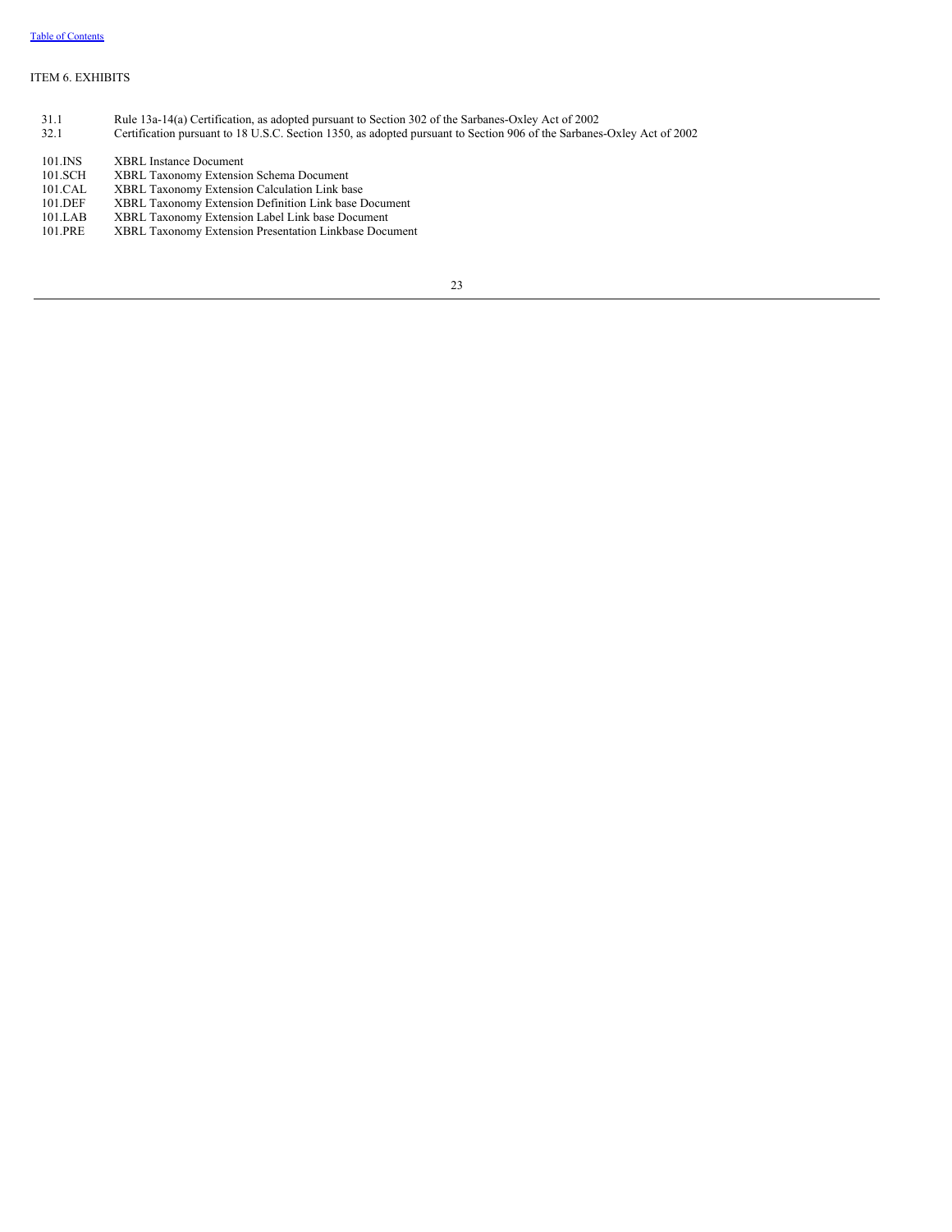ITEM 6. EXHIBITS

| | |
|---|---|
| 31.1 | Rule 13a-14(a) Certification, as adopted pursuant to Section 302 of the Sarbanes-Oxley Act of 2002 |
| 32.1 | Certification pursuant to 18 U.S.C. Section 1350, as adopted pursuant to Section 906 of the Sarbanes-Oxley Act of 2002 |
| 101.INS | XBRL Instance Document |
| 101.SCH | XBRL Taxonomy Extension Schema Document |
| 101.CAL | XBRL Taxonomy Extension Calculation Link base |
| 101.DEF | XBRL Taxonomy Extension Definition Link base Document |
| 101.LAB | XBRL Taxonomy Extension Label Link base Document |
| 101.PRE | XBRL Taxonomy Extension Presentation Linkbase Document |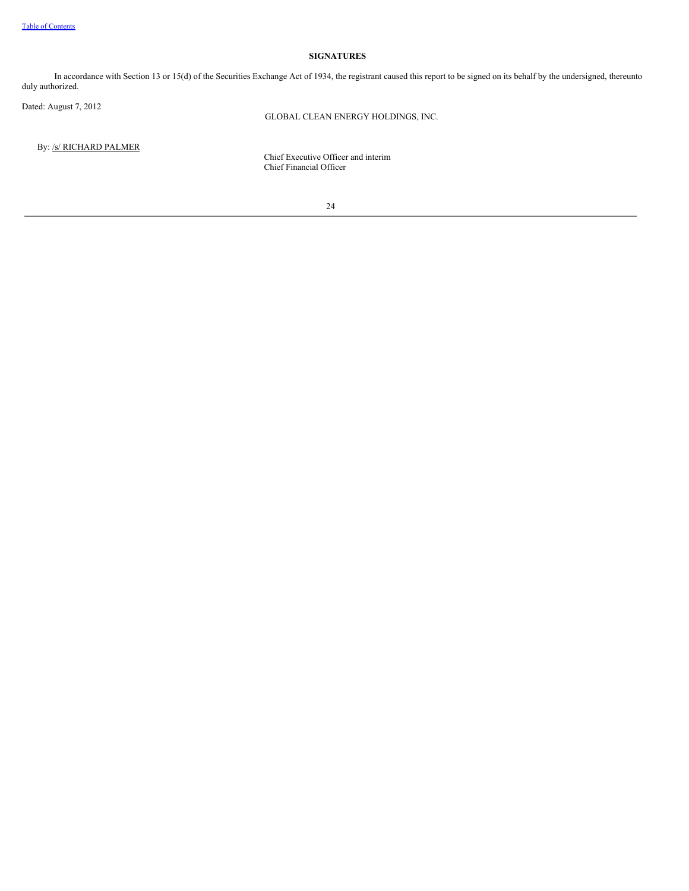**SIGNATURES**

In accordance with Section 13 or 15(d) of the Securities Exchange Act of 1934, the registrant caused this report to be signed on its behalf by the undersigned, thereunto duly authorized.

Dated: August 7, 2012

GLOBAL CLEAN ENERGY HOLDINGS, INC.

By: /s/ RICHARD PALMER

Chief Executive Officer and interim
Chief Financial Officer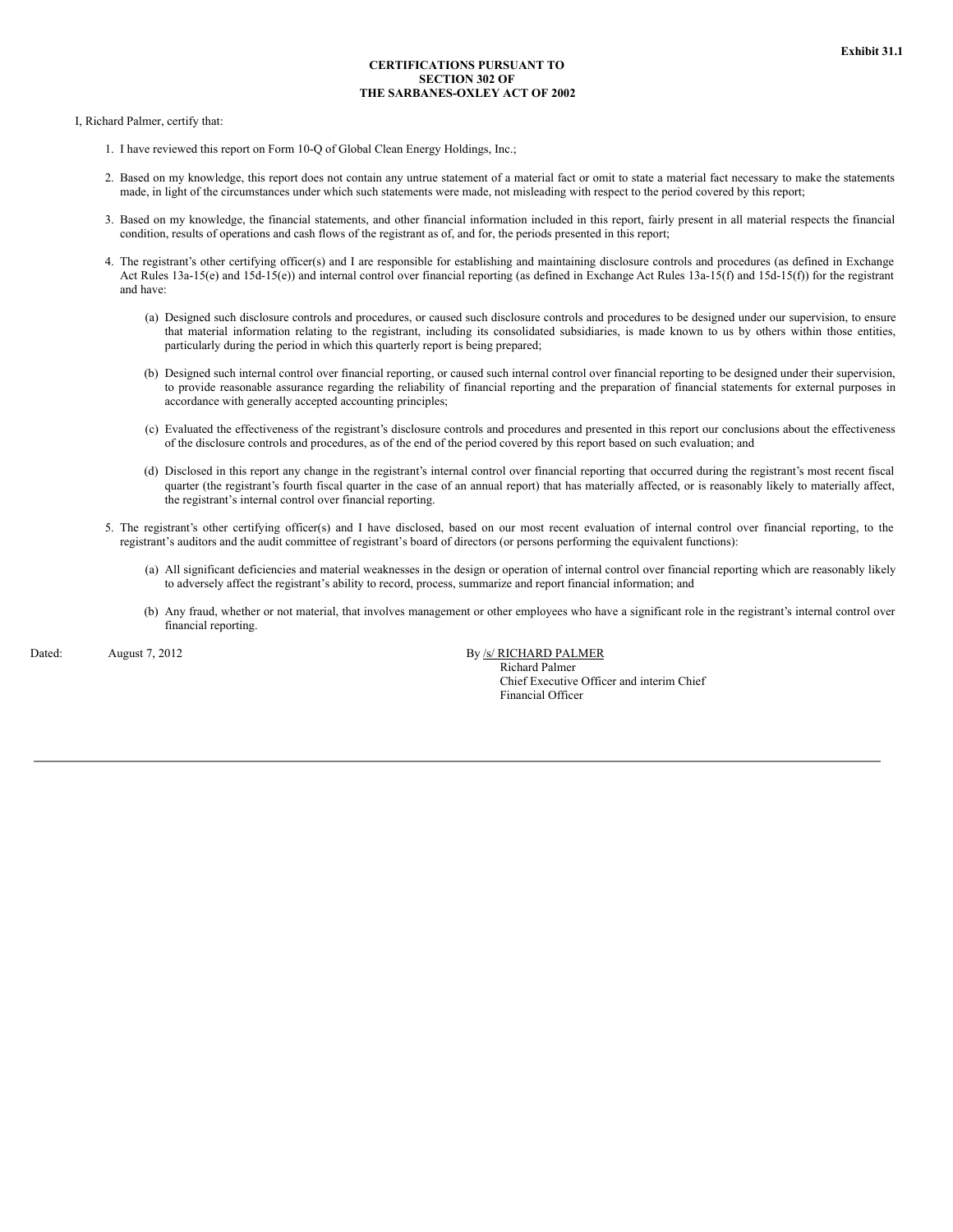**Exhibit 31.1**

**CERTIFICATIONS PURSUANT TO SECTION 302 OF THE SARBANES-OXLEY ACT OF 2002**

I, Richard Palmer, certify that:

1. I have reviewed this report on Form 10-Q of Global Clean Energy Holdings, Inc.;

2. Based on my knowledge, this report does not contain any untrue statement of a material fact or omit to state a material fact necessary to make the statements made, in light of the circumstances under which such statements were made, not misleading with respect to the period covered by this report;

3. Based on my knowledge, the financial statements, and other financial information included in this report, fairly present in all material respects the financial condition, results of operations and cash flows of the registrant as of, and for, the periods presented in this report;

4. The registrant's other certifying officer(s) and I are responsible for establishing and maintaining disclosure controls and procedures (as defined in Exchange Act Rules 13a-15(e) and 15d-15(e)) and internal control over financial reporting (as defined in Exchange Act Rules 13a-15(f) and 15d-15(f)) for the registrant and have:

   (a) Designed such disclosure controls and procedures, or caused such disclosure controls and procedures to be designed under our supervision, to ensure that material information relating to the registrant, including its consolidated subsidiaries, is made known to us by others within those entities, particularly during the period in which this quarterly report is being prepared;

   (b) Designed such internal control over financial reporting, or caused such internal control over financial reporting to be designed under their supervision, to provide reasonable assurance regarding the reliability of financial reporting and the preparation of financial statements for external purposes in accordance with generally accepted accounting principles;

   (c) Evaluated the effectiveness of the registrant's disclosure controls and procedures and presented in this report our conclusions about the effectiveness of the disclosure controls and procedures, as of the end of the period covered by this report based on such evaluation; and

   (d) Disclosed in this report any change in the registrant's internal control over financial reporting that occurred during the registrant's most recent fiscal quarter (the registrant's fourth fiscal quarter in the case of an annual report) that has materially affected, or is reasonably likely to materially affect, the registrant's internal control over financial reporting.

5. The registrant's other certifying officer(s) and I have disclosed, based on our most recent evaluation of internal control over financial reporting, to the registrant's auditors and the audit committee of registrant's board of directors (or persons performing the equivalent functions):

   (a) All significant deficiencies and material weaknesses in the design or operation of internal control over financial reporting which are reasonably likely to adversely affect the registrant's ability to record, process, summarize and report financial information; and

   (b) Any fraud, whether or not material, that involves management or other employees who have a significant role in the registrant's internal control over financial reporting.

Dated: August 7, 2012

By /s/ RICHARD PALMER
Richard Palmer
Chief Executive Officer and interim Chief Financial Officer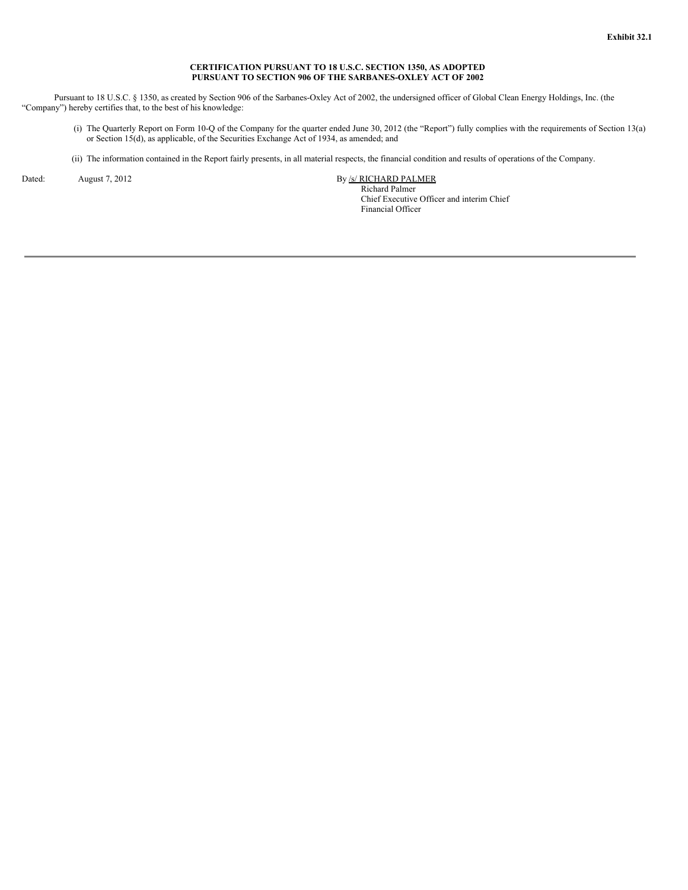**Exhibit 32.1**

**CERTIFICATION PURSUANT TO 18 U.S.C. SECTION 1350, AS ADOPTED PURSUANT TO SECTION 906 OF THE SARBANES-OXLEY ACT OF 2002**

Pursuant to 18 U.S.C. § 1350, as created by Section 906 of the Sarbanes-Oxley Act of 2002, the undersigned officer of Global Clean Energy Holdings, Inc. (the “Company”) hereby certifies that, to the best of his knowledge:

(i) The Quarterly Report on Form 10-Q of the Company for the quarter ended June 30, 2012 (the “Report”) fully complies with the requirements of Section 13(a) or Section 15(d), as applicable, of the Securities Exchange Act of 1934, as amended; and

(ii) The information contained in the Report fairly presents, in all material respects, the financial condition and results of operations of the Company.

Dated: August 7, 2012

By /s/ RICHARD PALMER
Richard Palmer
Chief Executive Officer and interim Chief Financial Officer